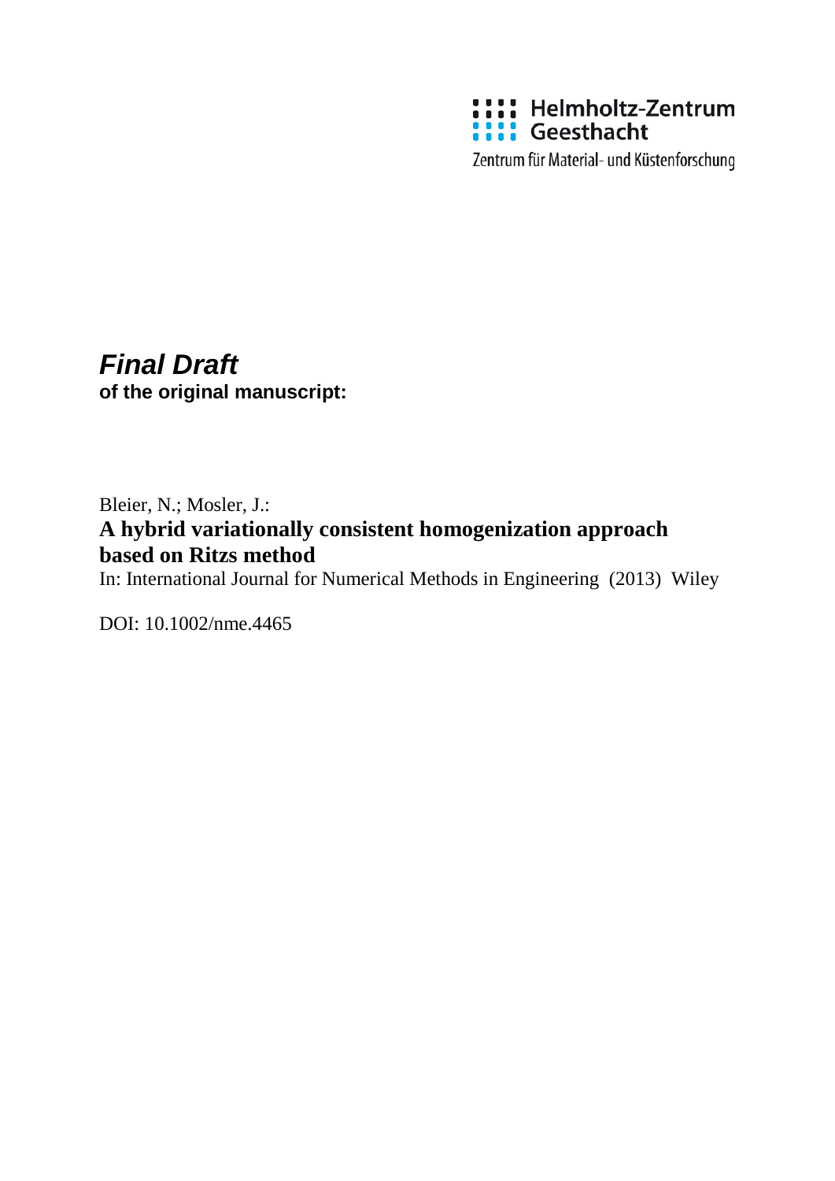Helmholtz-Zentrum Geesthacht

Zentrum für Material- und Küstenforschung

***Final Draft***
**of the original manuscript:**

Bleier, N.; Mosler, J.:
**A hybrid variationally consistent homogenization approach based on Ritzs method**
In: International Journal for Numerical Methods in Engineering (2013) Wiley

DOI: 10.1002/nme.4465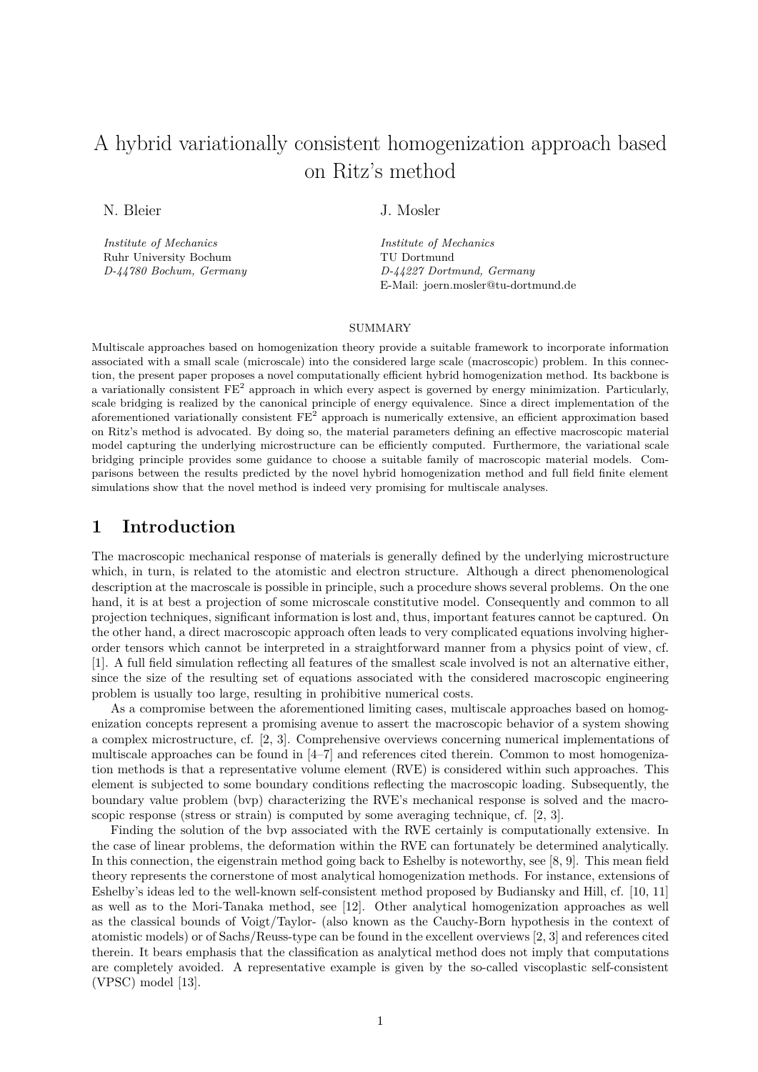# A hybrid variationally consistent homogenization approach based on Ritz's method

N. Bleier

*Institute of Mechanics*
Ruhr University Bochum
*D-44780 Bochum, Germany*

J. Mosler

*Institute of Mechanics*
TU Dortmund
*D-44227 Dortmund, Germany*
E-Mail: joern.mosler@tu-dortmund.de

## SUMMARY

Multiscale approaches based on homogenization theory provide a suitable framework to incorporate information associated with a small scale (microscale) into the considered large scale (macroscopic) problem. In this connection, the present paper proposes a novel computationally efficient hybrid homogenization method. Its backbone is a variationally consistent $FE^2$ approach in which every aspect is governed by energy minimization. Particularly, scale bridging is realized by the canonical principle of energy equivalence. Since a direct implementation of the aforementioned variationally consistent $FE^2$ approach is numerically extensive, an efficient approximation based on Ritz's method is advocated. By doing so, the material parameters defining an effective macroscopic material model capturing the underlying microstructure can be efficiently computed. Furthermore, the variational scale bridging principle provides some guidance to choose a suitable family of macroscopic material models. Comparisons between the results predicted by the novel hybrid homogenization method and full field finite element simulations show that the novel method is indeed very promising for multiscale analyses.

## 1 Introduction

The macroscopic mechanical response of materials is generally defined by the underlying microstructure which, in turn, is related to the atomistic and electron structure. Although a direct phenomenological description at the macroscale is possible in principle, such a procedure shows several problems. On the one hand, it is at best a projection of some microscale constitutive model. Consequently and common to all projection techniques, significant information is lost and, thus, important features cannot be captured. On the other hand, a direct macroscopic approach often leads to very complicated equations involving higher-order tensors which cannot be interpreted in a straightforward manner from a physics point of view, cf. [1]. A full field simulation reflecting all features of the smallest scale involved is not an alternative either, since the size of the resulting set of equations associated with the considered macroscopic engineering problem is usually too large, resulting in prohibitive numerical costs.

As a compromise between the aforementioned limiting cases, multiscale approaches based on homogenization concepts represent a promising avenue to assert the macroscopic behavior of a system showing a complex microstructure, cf. [2, 3]. Comprehensive overviews concerning numerical implementations of multiscale approaches can be found in [4–7] and references cited therein. Common to most homogenization methods is that a representative volume element (RVE) is considered within such approaches. This element is subjected to some boundary conditions reflecting the macroscopic loading. Subsequently, the boundary value problem (bvp) characterizing the RVE's mechanical response is solved and the macroscopic response (stress or strain) is computed by some averaging technique, cf. [2, 3].

Finding the solution of the bvp associated with the RVE certainly is computationally extensive. In the case of linear problems, the deformation within the RVE can fortunately be determined analytically. In this connection, the eigenstrain method going back to Eshelby is noteworthy, see [8, 9]. This mean field theory represents the cornerstone of most analytical homogenization methods. For instance, extensions of Eshelby's ideas led to the well-known self-consistent method proposed by Budiansky and Hill, cf. [10, 11] as well as to the Mori-Tanaka method, see [12]. Other analytical homogenization approaches as well as the classical bounds of Voigt/Taylor- (also known as the Cauchy-Born hypothesis in the context of atomistic models) or of Sachs/Reuss-type can be found in the excellent overviews [2, 3] and references cited therein. It bears emphasis that the classification as analytical method does not imply that computations are completely avoided. A representative example is given by the so-called viscoplastic self-consistent (VPSC) model [13].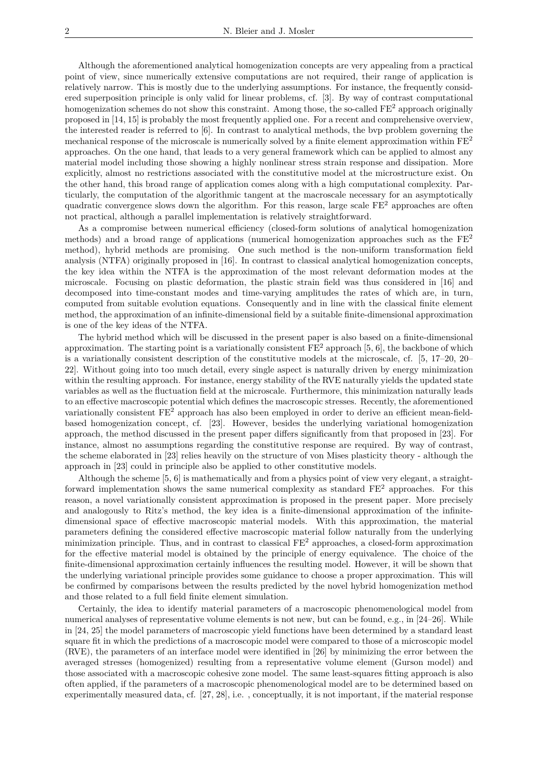Although the aforementioned analytical homogenization concepts are very appealing from a practical point of view, since numerically extensive computations are not required, their range of application is relatively narrow. This is mostly due to the underlying assumptions. For instance, the frequently considered superposition principle is only valid for linear problems, cf. [3]. By way of contrast computational homogenization schemes do not show this constraint. Among those, the so-called $\mathrm{FE}^2$ approach originally proposed in [14, 15] is probably the most frequently applied one. For a recent and comprehensive overview, the interested reader is referred to [6]. In contrast to analytical methods, the bvp problem governing the mechanical response of the microscale is numerically solved by a finite element approximation within $\mathrm{FE}^2$ approaches. On the one hand, that leads to a very general framework which can be applied to almost any material model including those showing a highly nonlinear stress strain response and dissipation. More explicitly, almost no restrictions associated with the constitutive model at the microstructure exist. On the other hand, this broad range of application comes along with a high computational complexity. Particularly, the computation of the algorithmic tangent at the macroscale necessary for an asymptotically quadratic convergence slows down the algorithm. For this reason, large scale $\mathrm{FE}^2$ approaches are often not practical, although a parallel implementation is relatively straightforward.

As a compromise between numerical efficiency (closed-form solutions of analytical homogenization methods) and a broad range of applications (numerical homogenization approaches such as the $\mathrm{FE}^2$ method), hybrid methods are promising. One such method is the non-uniform transformation field analysis (NTFA) originally proposed in [16]. In contrast to classical analytical homogenization concepts, the key idea within the NTFA is the approximation of the most relevant deformation modes at the microscale. Focusing on plastic deformation, the plastic strain field was thus considered in [16] and decomposed into time-constant modes and time-varying amplitudes the rates of which are, in turn, computed from suitable evolution equations. Consequently and in line with the classical finite element method, the approximation of an infinite-dimensional field by a suitable finite-dimensional approximation is one of the key ideas of the NTFA.

The hybrid method which will be discussed in the present paper is also based on a finite-dimensional approximation. The starting point is a variationally consistent $\mathrm{FE}^2$ approach [5, 6], the backbone of which is a variationally consistent description of the constitutive models at the microscale, cf. [5, 17–20, 20–22]. Without going into too much detail, every single aspect is naturally driven by energy minimization within the resulting approach. For instance, energy stability of the RVE naturally yields the updated state variables as well as the fluctuation field at the microscale. Furthermore, this minimization naturally leads to an effective macroscopic potential which defines the macroscopic stresses. Recently, the aforementioned variationally consistent $\mathrm{FE}^2$ approach has also been employed in order to derive an efficient mean-field-based homogenization concept, cf. [23]. However, besides the underlying variational homogenization approach, the method discussed in the present paper differs significantly from that proposed in [23]. For instance, almost no assumptions regarding the constitutive response are required. By way of contrast, the scheme elaborated in [23] relies heavily on the structure of von Mises plasticity theory - although the approach in [23] could in principle also be applied to other constitutive models.

Although the scheme [5, 6] is mathematically and from a physics point of view very elegant, a straightforward implementation shows the same numerical complexity as standard $\mathrm{FE}^2$ approaches. For this reason, a novel variationally consistent approximation is proposed in the present paper. More precisely and analogously to Ritz's method, the key idea is a finite-dimensional approximation of the infinite-dimensional space of effective macroscopic material models. With this approximation, the material parameters defining the considered effective macroscopic material follow naturally from the underlying minimization principle. Thus, and in contrast to classical $\mathrm{FE}^2$ approaches, a closed-form approximation for the effective material model is obtained by the principle of energy equivalence. The choice of the finite-dimensional approximation certainly influences the resulting model. However, it will be shown that the underlying variational principle provides some guidance to choose a proper approximation. This will be confirmed by comparisons between the results predicted by the novel hybrid homogenization method and those related to a full field finite element simulation.

Certainly, the idea to identify material parameters of a macroscopic phenomenological model from numerical analyses of representative volume elements is not new, but can be found, e.g., in [24–26]. While in [24, 25] the model parameters of macroscopic yield functions have been determined by a standard least square fit in which the predictions of a macroscopic model were compared to those of a microscopic model (RVE), the parameters of an interface model were identified in [26] by minimizing the error between the averaged stresses (homogenized) resulting from a representative volume element (Gurson model) and those associated with a macroscopic cohesive zone model. The same least-squares fitting approach is also often applied, if the parameters of a macroscopic phenomenological model are to be determined based on experimentally measured data, cf. [27, 28], i.e. , conceptually, it is not important, if the material response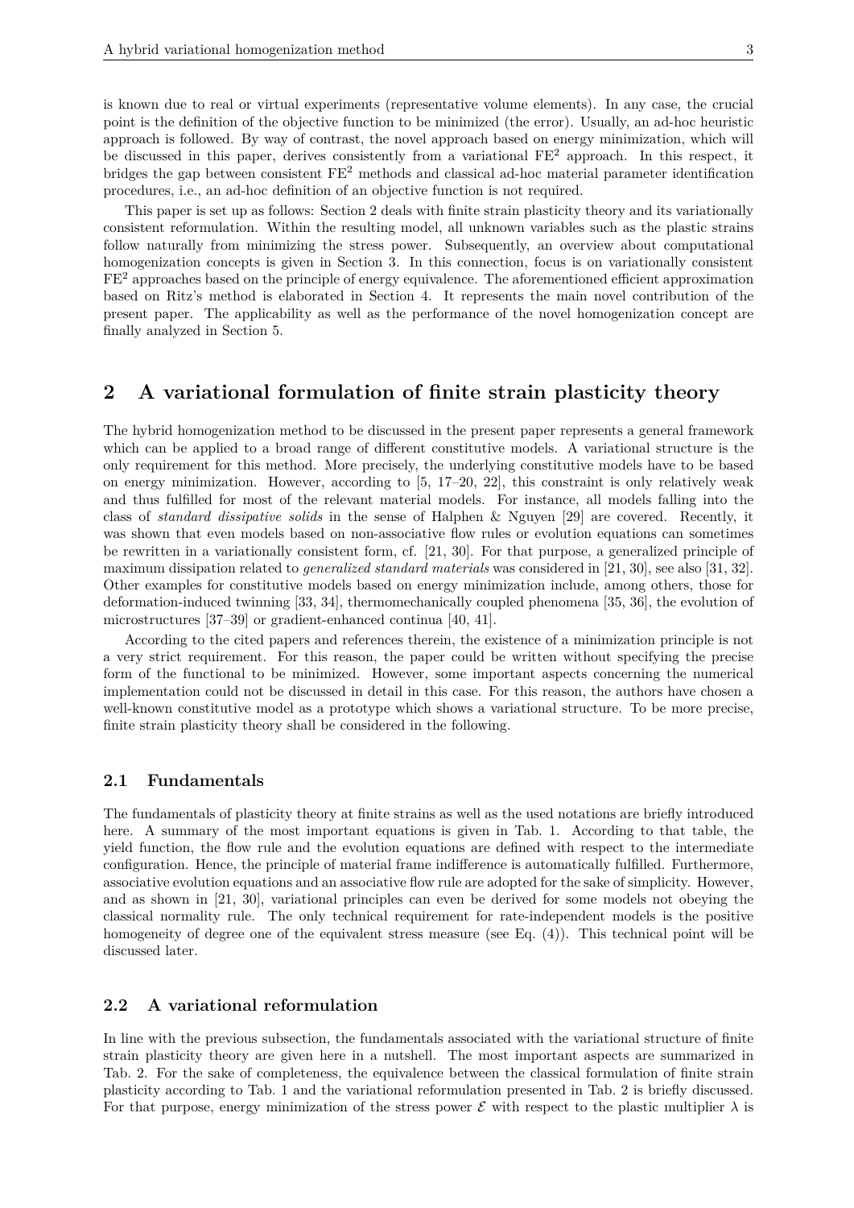is known due to real or virtual experiments (representative volume elements). In any case, the crucial point is the definition of the objective function to be minimized (the error). Usually, an ad-hoc heuristic approach is followed. By way of contrast, the novel approach based on energy minimization, which will be discussed in this paper, derives consistently from a variational FE$^2$ approach. In this respect, it bridges the gap between consistent FE$^2$ methods and classical ad-hoc material parameter identification procedures, i.e., an ad-hoc definition of an objective function is not required.

This paper is set up as follows: Section 2 deals with finite strain plasticity theory and its variationally consistent reformulation. Within the resulting model, all unknown variables such as the plastic strains follow naturally from minimizing the stress power. Subsequently, an overview about computational homogenization concepts is given in Section 3. In this connection, focus is on variationally consistent FE$^2$ approaches based on the principle of energy equivalence. The aforementioned efficient approximation based on Ritz's method is elaborated in Section 4. It represents the main novel contribution of the present paper. The applicability as well as the performance of the novel homogenization concept are finally analyzed in Section 5.

## 2 A variational formulation of finite strain plasticity theory

The hybrid homogenization method to be discussed in the present paper represents a general framework which can be applied to a broad range of different constitutive models. A variational structure is the only requirement for this method. More precisely, the underlying constitutive models have to be based on energy minimization. However, according to [5, 17–20, 22], this constraint is only relatively weak and thus fulfilled for most of the relevant material models. For instance, all models falling into the class of *standard dissipative solids* in the sense of Halphen & Nguyen [29] are covered. Recently, it was shown that even models based on non-associative flow rules or evolution equations can sometimes be rewritten in a variationally consistent form, cf. [21, 30]. For that purpose, a generalized principle of maximum dissipation related to *generalized standard materials* was considered in [21, 30], see also [31, 32]. Other examples for constitutive models based on energy minimization include, among others, those for deformation-induced twinning [33, 34], thermomechanically coupled phenomena [35, 36], the evolution of microstructures [37–39] or gradient-enhanced continua [40, 41].

According to the cited papers and references therein, the existence of a minimization principle is not a very strict requirement. For this reason, the paper could be written without specifying the precise form of the functional to be minimized. However, some important aspects concerning the numerical implementation could not be discussed in detail in this case. For this reason, the authors have chosen a well-known constitutive model as a prototype which shows a variational structure. To be more precise, finite strain plasticity theory shall be considered in the following.

### 2.1 Fundamentals

The fundamentals of plasticity theory at finite strains as well as the used notations are briefly introduced here. A summary of the most important equations is given in Tab. 1. According to that table, the yield function, the flow rule and the evolution equations are defined with respect to the intermediate configuration. Hence, the principle of material frame indifference is automatically fulfilled. Furthermore, associative evolution equations and an associative flow rule are adopted for the sake of simplicity. However, and as shown in [21, 30], variational principles can even be derived for some models not obeying the classical normality rule. The only technical requirement for rate-independent models is the positive homogeneity of degree one of the equivalent stress measure (see Eq. (4)). This technical point will be discussed later.

### 2.2 A variational reformulation

In line with the previous subsection, the fundamentals associated with the variational structure of finite strain plasticity theory are given here in a nutshell. The most important aspects are summarized in Tab. 2. For the sake of completeness, the equivalence between the classical formulation of finite strain plasticity according to Tab. 1 and the variational reformulation presented in Tab. 2 is briefly discussed. For that purpose, energy minimization of the stress power $\mathcal{E}$ with respect to the plastic multiplier $\lambda$ is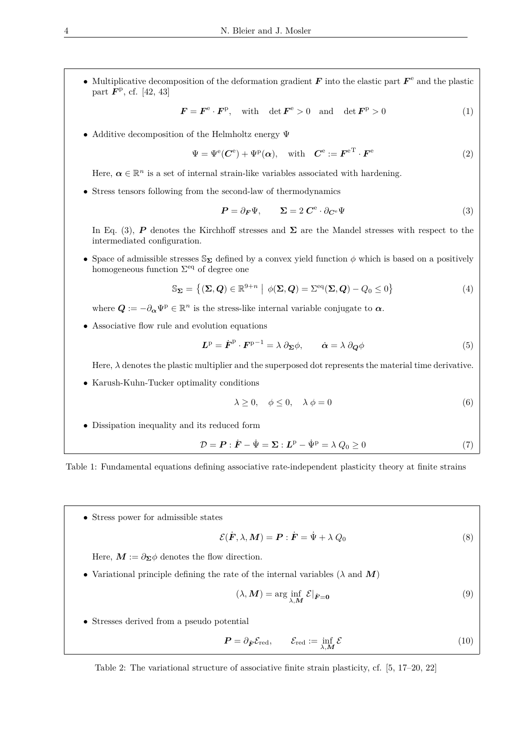- Multiplicative decomposition of the deformation gradient $\boldsymbol{F}$ into the elastic part $\boldsymbol{F}^{\mathrm{e}}$ and the plastic part $\boldsymbol{F}^{\mathrm{p}}$, cf. [42, 43]

$$\boldsymbol{F} = \boldsymbol{F}^{\mathrm{e}} \cdot \boldsymbol{F}^{\mathrm{p}}, \quad \text{with} \quad \det \boldsymbol{F}^{\mathrm{e}} > 0 \quad \text{and} \quad \det \boldsymbol{F}^{\mathrm{p}} > 0 \tag{1}$$

- Additive decomposition of the Helmholtz energy $\Psi$

$$\Psi = \Psi^{\mathrm{e}}(\boldsymbol{C}^{\mathrm{e}}) + \Psi^{\mathrm{p}}(\boldsymbol{\alpha}), \quad \text{with} \quad \boldsymbol{C}^{\mathrm{e}} := \boldsymbol{F}^{\mathrm{e}\,\mathrm{T}} \cdot \boldsymbol{F}^{\mathrm{e}} \tag{2}$$

  Here, $\boldsymbol{\alpha} \in \mathbb{R}^n$ is a set of internal strain-like variables associated with hardening.

- Stress tensors following from the second-law of thermodynamics

$$\boldsymbol{P} = \partial_{\boldsymbol{F}} \Psi, \qquad \boldsymbol{\Sigma} = 2\, \boldsymbol{C}^{\mathrm{e}} \cdot \partial_{\boldsymbol{C}^{\mathrm{e}}} \Psi \tag{3}$$

  In Eq. (3), $\boldsymbol{P}$ denotes the Kirchhoff stresses and $\boldsymbol{\Sigma}$ are the Mandel stresses with respect to the intermediated configuration.

- Space of admissible stresses $\mathbb{S}_{\boldsymbol{\Sigma}}$ defined by a convex yield function $\phi$ which is based on a positively homogeneous function $\Sigma^{\mathrm{eq}}$ of degree one

$$\mathbb{S}_{\boldsymbol{\Sigma}} = \left\{ (\boldsymbol{\Sigma}, \boldsymbol{Q}) \in \mathbb{R}^{9+n} \;\middle|\; \phi(\boldsymbol{\Sigma}, \boldsymbol{Q}) = \Sigma^{\mathrm{eq}}(\boldsymbol{\Sigma}, \boldsymbol{Q}) - Q_0 \leq 0 \right\} \tag{4}$$

  where $\boldsymbol{Q} := -\partial_{\boldsymbol{\alpha}} \Psi^{\mathrm{p}} \in \mathbb{R}^n$ is the stress-like internal variable conjugate to $\boldsymbol{\alpha}$.

- Associative flow rule and evolution equations

$$\boldsymbol{L}^{\mathrm{p}} = \dot{\boldsymbol{F}}^{\mathrm{p}} \cdot \boldsymbol{F}^{\mathrm{p}-1} = \lambda\, \partial_{\boldsymbol{\Sigma}} \phi, \qquad \dot{\boldsymbol{\alpha}} = \lambda\, \partial_{\boldsymbol{Q}} \phi \tag{5}$$

  Here, $\lambda$ denotes the plastic multiplier and the superposed dot represents the material time derivative.

- Karush-Kuhn-Tucker optimality conditions

$$\lambda \geq 0, \quad \phi \leq 0, \quad \lambda\, \phi = 0 \tag{6}$$

- Dissipation inequality and its reduced form

$$\mathcal{D} = \boldsymbol{P} : \dot{\boldsymbol{F}} - \dot{\Psi} = \boldsymbol{\Sigma} : \boldsymbol{L}^{\mathrm{p}} - \dot{\Psi}^{\mathrm{p}} = \lambda\, Q_0 \geq 0 \tag{7}$$

Table 1: Fundamental equations defining associative rate-independent plasticity theory at finite strains

- Stress power for admissible states

$$\mathcal{E}(\dot{\boldsymbol{F}}, \lambda, \boldsymbol{M}) = \boldsymbol{P} : \dot{\boldsymbol{F}} = \dot{\Psi} + \lambda\, Q_0 \tag{8}$$

  Here, $\boldsymbol{M} := \partial_{\boldsymbol{\Sigma}} \phi$ denotes the flow direction.

- Variational principle defining the rate of the internal variables ($\lambda$ and $\boldsymbol{M}$)

$$(\lambda, \boldsymbol{M}) = \arg \inf_{\lambda, \boldsymbol{M}} \mathcal{E}|_{\dot{\boldsymbol{F}} = \boldsymbol{0}} \tag{9}$$

- Stresses derived from a pseudo potential

$$\boldsymbol{P} = \partial_{\dot{\boldsymbol{F}}} \mathcal{E}_{\mathrm{red}}, \qquad \mathcal{E}_{\mathrm{red}} := \inf_{\lambda, \boldsymbol{M}} \mathcal{E} \tag{10}$$

Table 2: The variational structure of associative finite strain plasticity, cf. [5, 17–20, 22]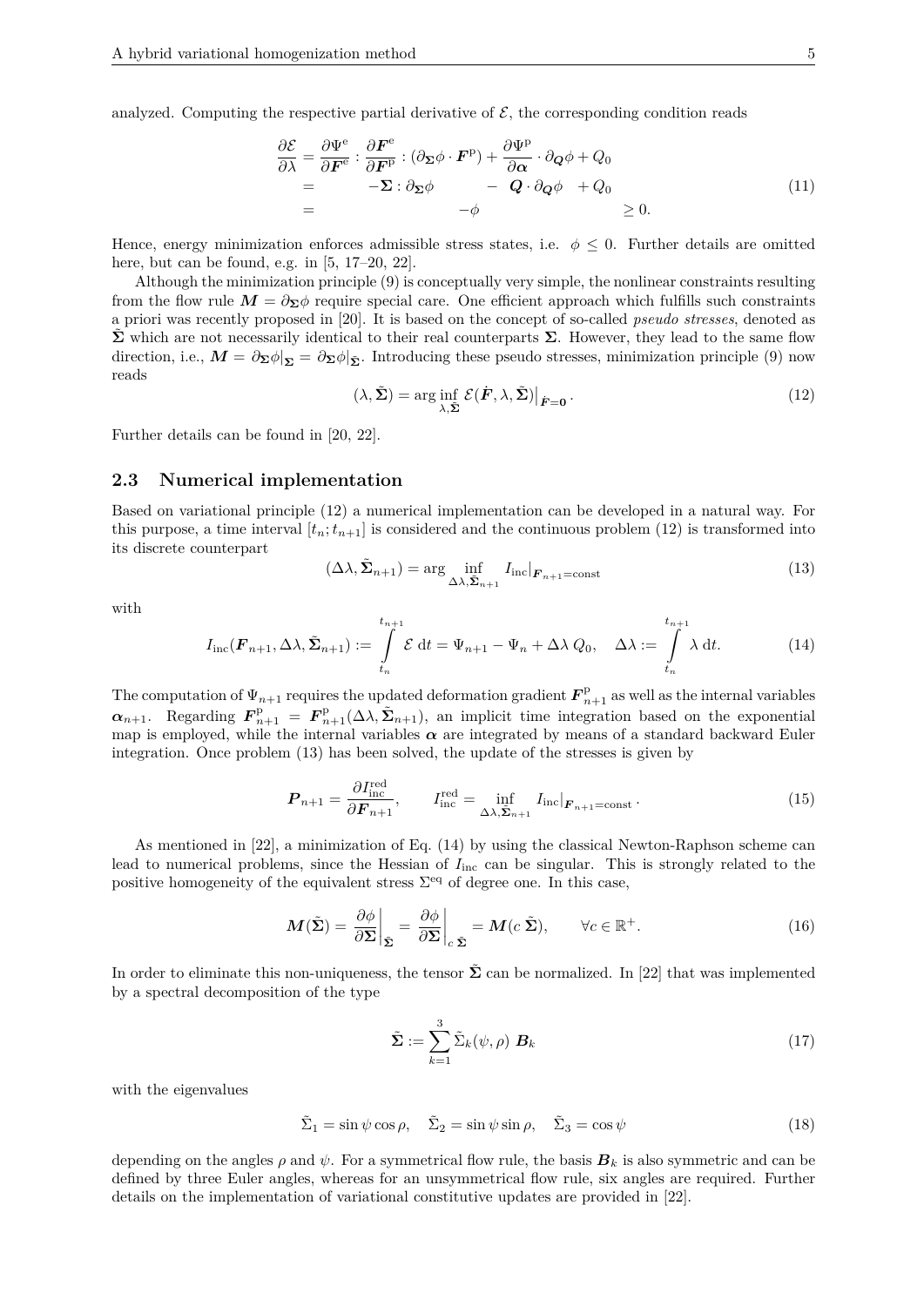analyzed. Computing the respective partial derivative of $\mathcal{E}$, the corresponding condition reads

$$
\begin{aligned}
\frac{\partial \mathcal{E}}{\partial \lambda} &= \frac{\partial \Psi^{\mathrm{e}}}{\partial \boldsymbol{F}^{\mathrm{e}}} : \frac{\partial \boldsymbol{F}^{\mathrm{e}}}{\partial \boldsymbol{F}^{\mathrm{p}}} : (\partial_{\boldsymbol{\Sigma}} \phi \cdot \boldsymbol{F}^{\mathrm{p}}) + \frac{\partial \Psi^{\mathrm{p}}}{\partial \boldsymbol{\alpha}} \cdot \partial_{\boldsymbol{Q}} \phi + Q_0 \\
&= \qquad -\boldsymbol{\Sigma} : \partial_{\boldsymbol{\Sigma}} \phi \qquad - \ \boldsymbol{Q} \cdot \partial_{\boldsymbol{Q}} \phi \ + Q_0 \\
&= \qquad\qquad -\phi \qquad\qquad \geq 0.
\end{aligned}
\tag{11}
$$

Hence, energy minimization enforces admissible stress states, i.e. $\phi \leq 0$. Further details are omitted here, but can be found, e.g. in [5, 17–20, 22].

Although the minimization principle (9) is conceptually very simple, the nonlinear constraints resulting from the flow rule $\boldsymbol{M} = \partial_{\boldsymbol{\Sigma}} \phi$ require special care. One efficient approach which fulfills such constraints a priori was recently proposed in [20]. It is based on the concept of so-called *pseudo stresses*, denoted as $\tilde{\boldsymbol{\Sigma}}$ which are not necessarily identical to their real counterparts $\boldsymbol{\Sigma}$. However, they lead to the same flow direction, i.e., $\boldsymbol{M} = \partial_{\boldsymbol{\Sigma}} \phi|_{\boldsymbol{\Sigma}} = \partial_{\boldsymbol{\Sigma}} \phi|_{\tilde{\boldsymbol{\Sigma}}}$. Introducing these pseudo stresses, minimization principle (9) now reads

$$
(\lambda, \tilde{\boldsymbol{\Sigma}}) = \arg \inf_{\lambda, \tilde{\boldsymbol{\Sigma}}} \mathcal{E}(\dot{\boldsymbol{F}}, \lambda, \tilde{\boldsymbol{\Sigma}})\big|_{\dot{\boldsymbol{F}} = \boldsymbol{0}} . \tag{12}
$$

Further details can be found in [20, 22].

## 2.3 Numerical implementation

Based on variational principle (12) a numerical implementation can be developed in a natural way. For this purpose, a time interval $[t_n; t_{n+1}]$ is considered and the continuous problem (12) is transformed into its discrete counterpart

$$
(\Delta\lambda, \tilde{\boldsymbol{\Sigma}}_{n+1}) = \arg \inf_{\Delta\lambda, \tilde{\boldsymbol{\Sigma}}_{n+1}} I_{\mathrm{inc}}|_{\boldsymbol{F}_{n+1} = \mathrm{const}} \tag{13}
$$

with

$$
I_{\mathrm{inc}}(\boldsymbol{F}_{n+1}, \Delta\lambda, \tilde{\boldsymbol{\Sigma}}_{n+1}) := \int_{t_n}^{t_{n+1}} \mathcal{E} \, \mathrm{d}t = \Psi_{n+1} - \Psi_n + \Delta\lambda \, Q_0, \quad \Delta\lambda := \int_{t_n}^{t_{n+1}} \lambda \, \mathrm{d}t. \tag{14}
$$

The computation of $\Psi_{n+1}$ requires the updated deformation gradient $\boldsymbol{F}^{\mathrm{p}}_{n+1}$ as well as the internal variables $\boldsymbol{\alpha}_{n+1}$. Regarding $\boldsymbol{F}^{\mathrm{p}}_{n+1} = \boldsymbol{F}^{\mathrm{p}}_{n+1}(\Delta\lambda, \tilde{\boldsymbol{\Sigma}}_{n+1})$, an implicit time integration based on the exponential map is employed, while the internal variables $\boldsymbol{\alpha}$ are integrated by means of a standard backward Euler integration. Once problem (13) has been solved, the update of the stresses is given by

$$
\boldsymbol{P}_{n+1} = \frac{\partial I^{\mathrm{red}}_{\mathrm{inc}}}{\partial \boldsymbol{F}_{n+1}}, \qquad I^{\mathrm{red}}_{\mathrm{inc}} = \inf_{\Delta\lambda, \tilde{\boldsymbol{\Sigma}}_{n+1}} I_{\mathrm{inc}}|_{\boldsymbol{F}_{n+1} = \mathrm{const}} . \tag{15}
$$

As mentioned in [22], a minimization of Eq. (14) by using the classical Newton-Raphson scheme can lead to numerical problems, since the Hessian of $I_{\mathrm{inc}}$ can be singular. This is strongly related to the positive homogeneity of the equivalent stress $\Sigma^{\mathrm{eq}}$ of degree one. In this case,

$$
\boldsymbol{M}(\tilde{\boldsymbol{\Sigma}}) = \left.\frac{\partial \phi}{\partial \boldsymbol{\Sigma}}\right|_{\tilde{\boldsymbol{\Sigma}}} = \left.\frac{\partial \phi}{\partial \boldsymbol{\Sigma}}\right|_{c\,\tilde{\boldsymbol{\Sigma}}} = \boldsymbol{M}(c\,\tilde{\boldsymbol{\Sigma}}), \qquad \forall c \in \mathbb{R}^+. \tag{16}
$$

In order to eliminate this non-uniqueness, the tensor $\tilde{\boldsymbol{\Sigma}}$ can be normalized. In [22] that was implemented by a spectral decomposition of the type

$$
\tilde{\boldsymbol{\Sigma}} := \sum_{k=1}^{3} \tilde{\Sigma}_k(\psi, \rho) \; \boldsymbol{B}_k \tag{17}
$$

with the eigenvalues

$$
\tilde{\Sigma}_1 = \sin\psi \cos\rho, \quad \tilde{\Sigma}_2 = \sin\psi \sin\rho, \quad \tilde{\Sigma}_3 = \cos\psi \tag{18}
$$

depending on the angles $\rho$ and $\psi$. For a symmetrical flow rule, the basis $\boldsymbol{B}_k$ is also symmetric and can be defined by three Euler angles, whereas for an unsymmetrical flow rule, six angles are required. Further details on the implementation of variational constitutive updates are provided in [22].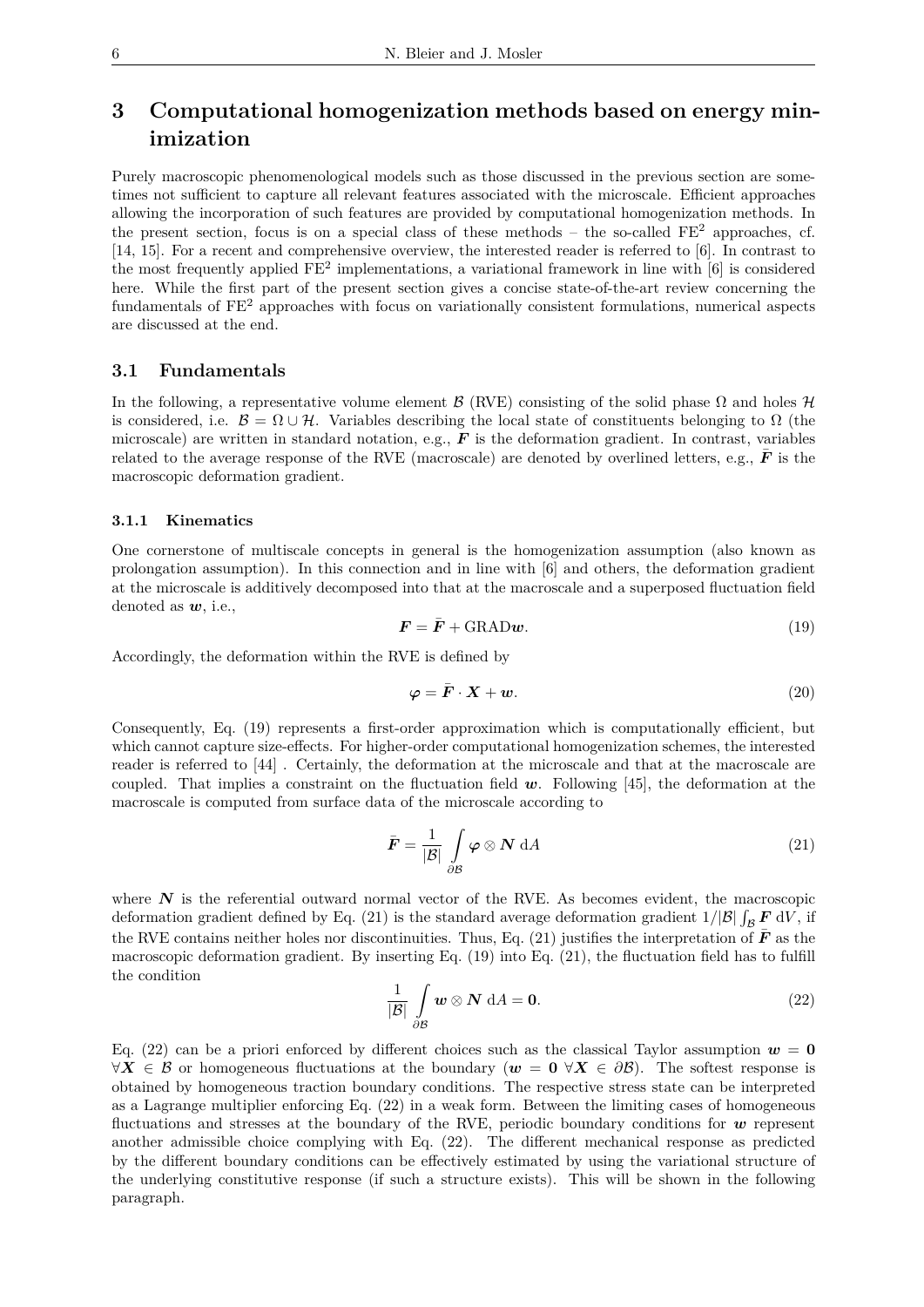# 3 Computational homogenization methods based on energy minimization

Purely macroscopic phenomenological models such as those discussed in the previous section are sometimes not sufficient to capture all relevant features associated with the microscale. Efficient approaches allowing the incorporation of such features are provided by computational homogenization methods. In the present section, focus is on a special class of these methods – the so-called $\mathrm{FE}^2$ approaches, cf. [14, 15]. For a recent and comprehensive overview, the interested reader is referred to [6]. In contrast to the most frequently applied $\mathrm{FE}^2$ implementations, a variational framework in line with [6] is considered here. While the first part of the present section gives a concise state-of-the-art review concerning the fundamentals of $\mathrm{FE}^2$ approaches with focus on variationally consistent formulations, numerical aspects are discussed at the end.

## 3.1 Fundamentals

In the following, a representative volume element $\mathcal{B}$ (RVE) consisting of the solid phase $\Omega$ and holes $\mathcal{H}$ is considered, i.e. $\mathcal{B} = \Omega \cup \mathcal{H}$. Variables describing the local state of constituents belonging to $\Omega$ (the microscale) are written in standard notation, e.g., $\boldsymbol{F}$ is the deformation gradient. In contrast, variables related to the average response of the RVE (macroscale) are denoted by overlined letters, e.g., $\bar{\boldsymbol{F}}$ is the macroscopic deformation gradient.

### 3.1.1 Kinematics

One cornerstone of multiscale concepts in general is the homogenization assumption (also known as prolongation assumption). In this connection and in line with [6] and others, the deformation gradient at the microscale is additively decomposed into that at the macroscale and a superposed fluctuation field denoted as $\boldsymbol{w}$, i.e.,

$$\boldsymbol{F} = \bar{\boldsymbol{F}} + \mathrm{GRAD}\boldsymbol{w}. \tag{19}$$

Accordingly, the deformation within the RVE is defined by

$$\boldsymbol{\varphi} = \bar{\boldsymbol{F}} \cdot \boldsymbol{X} + \boldsymbol{w}. \tag{20}$$

Consequently, Eq. (19) represents a first-order approximation which is computationally efficient, but which cannot capture size-effects. For higher-order computational homogenization schemes, the interested reader is referred to [44] . Certainly, the deformation at the microscale and that at the macroscale are coupled. That implies a constraint on the fluctuation field $\boldsymbol{w}$. Following [45], the deformation at the macroscale is computed from surface data of the microscale according to

$$\bar{\boldsymbol{F}} = \frac{1}{|\mathcal{B}|} \int\limits_{\partial\mathcal{B}} \boldsymbol{\varphi} \otimes \boldsymbol{N} \, \mathrm{d}A \tag{21}$$

where $\boldsymbol{N}$ is the referential outward normal vector of the RVE. As becomes evident, the macroscopic deformation gradient defined by Eq. (21) is the standard average deformation gradient $1/|\mathcal{B}| \int_{\mathcal{B}} \boldsymbol{F} \, \mathrm{d}V$, if the RVE contains neither holes nor discontinuities. Thus, Eq. (21) justifies the interpretation of $\bar{\boldsymbol{F}}$ as the macroscopic deformation gradient. By inserting Eq. (19) into Eq. (21), the fluctuation field has to fulfill the condition

$$\frac{1}{|\mathcal{B}|} \int\limits_{\partial\mathcal{B}} \boldsymbol{w} \otimes \boldsymbol{N} \, \mathrm{d}A = \boldsymbol{0}. \tag{22}$$

Eq. (22) can be a priori enforced by different choices such as the classical Taylor assumption $\boldsymbol{w} = \boldsymbol{0}$ $\forall \boldsymbol{X} \in \mathcal{B}$ or homogeneous fluctuations at the boundary ($\boldsymbol{w} = \boldsymbol{0}$ $\forall \boldsymbol{X} \in \partial\mathcal{B}$). The softest response is obtained by homogeneous traction boundary conditions. The respective stress state can be interpreted as a Lagrange multiplier enforcing Eq. (22) in a weak form. Between the limiting cases of homogeneous fluctuations and stresses at the boundary of the RVE, periodic boundary conditions for $\boldsymbol{w}$ represent another admissible choice complying with Eq. (22). The different mechanical response as predicted by the different boundary conditions can be effectively estimated by using the variational structure of the underlying constitutive response (if such a structure exists). This will be shown in the following paragraph.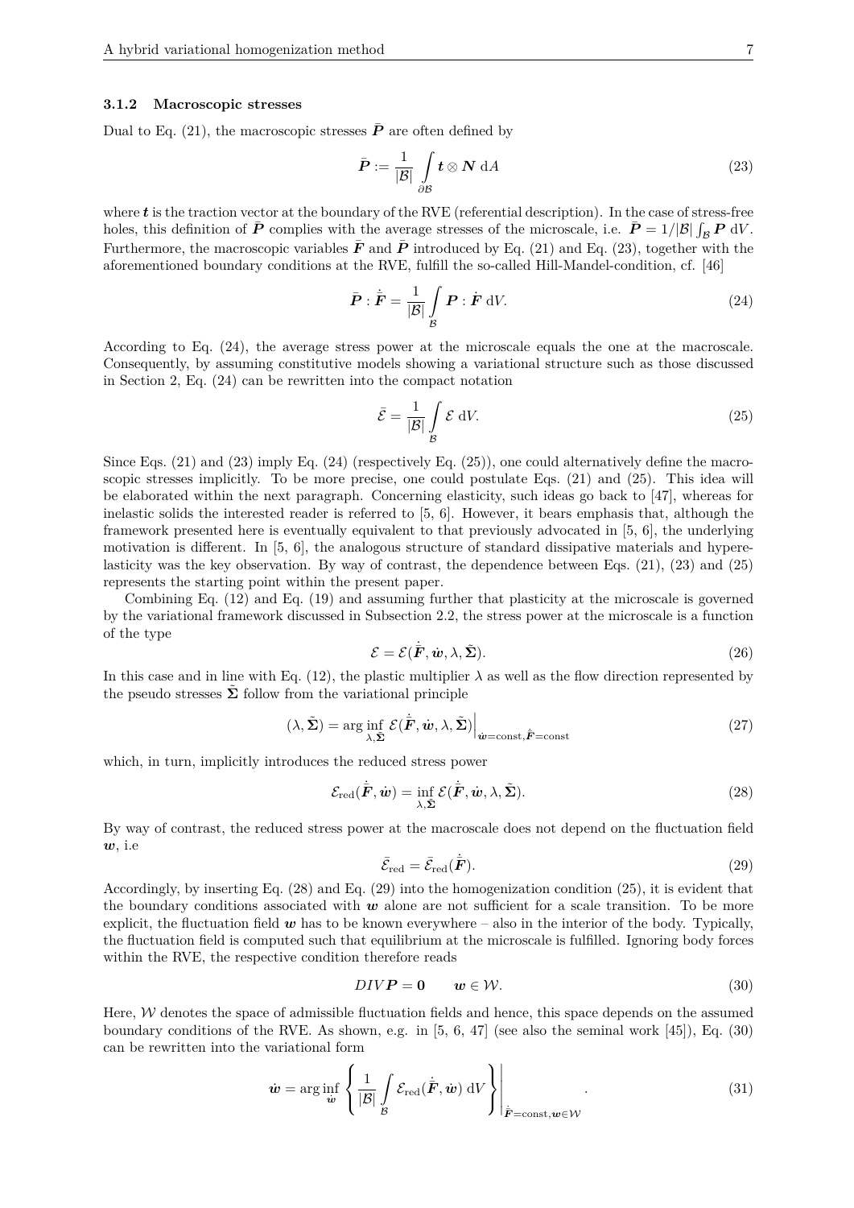#### 3.1.2 Macroscopic stresses

Dual to Eq. (21), the macroscopic stresses $\bar{\boldsymbol{P}}$ are often defined by

$$\bar{\boldsymbol{P}} := \frac{1}{|\mathcal{B}|} \int\limits_{\partial\mathcal{B}} \boldsymbol{t} \otimes \boldsymbol{N} \; \mathrm{d}A \tag{23}$$

where $\boldsymbol{t}$ is the traction vector at the boundary of the RVE (referential description). In the case of stress-free holes, this definition of $\bar{\boldsymbol{P}}$ complies with the average stresses of the microscale, i.e. $\bar{\boldsymbol{P}} = 1/|\mathcal{B}| \int_{\mathcal{B}} \boldsymbol{P} \; \mathrm{d}V$. Furthermore, the macroscopic variables $\bar{\boldsymbol{F}}$ and $\bar{\boldsymbol{P}}$ introduced by Eq. (21) and Eq. (23), together with the aforementioned boundary conditions at the RVE, fulfill the so-called Hill-Mandel-condition, cf. [46]

$$\bar{\boldsymbol{P}} : \dot{\bar{\boldsymbol{F}}} = \frac{1}{|\mathcal{B}|} \int\limits_{\mathcal{B}} \boldsymbol{P} : \dot{\boldsymbol{F}} \; \mathrm{d}V. \tag{24}$$

According to Eq. (24), the average stress power at the microscale equals the one at the macroscale. Consequently, by assuming constitutive models showing a variational structure such as those discussed in Section 2, Eq. (24) can be rewritten into the compact notation

$$\bar{\mathcal{E}} = \frac{1}{|\mathcal{B}|} \int\limits_{\mathcal{B}} \mathcal{E} \; \mathrm{d}V. \tag{25}$$

Since Eqs. (21) and (23) imply Eq. (24) (respectively Eq. (25)), one could alternatively define the macroscopic stresses implicitly. To be more precise, one could postulate Eqs. (21) and (25). This idea will be elaborated within the next paragraph. Concerning elasticity, such ideas go back to [47], whereas for inelastic solids the interested reader is referred to [5, 6]. However, it bears emphasis that, although the framework presented here is eventually equivalent to that previously advocated in [5, 6], the underlying motivation is different. In [5, 6], the analogous structure of standard dissipative materials and hyperelasticity was the key observation. By way of contrast, the dependence between Eqs. (21), (23) and (25) represents the starting point within the present paper.

Combining Eq. (12) and Eq. (19) and assuming further that plasticity at the microscale is governed by the variational framework discussed in Subsection 2.2, the stress power at the microscale is a function of the type

$$\mathcal{E} = \mathcal{E}(\dot{\bar{\boldsymbol{F}}}, \dot{\boldsymbol{w}}, \lambda, \tilde{\boldsymbol{\Sigma}}). \tag{26}$$

In this case and in line with Eq. (12), the plastic multiplier $\lambda$ as well as the flow direction represented by the pseudo stresses $\tilde{\boldsymbol{\Sigma}}$ follow from the variational principle

$$(\lambda, \tilde{\boldsymbol{\Sigma}}) = \arg \inf_{\lambda, \tilde{\boldsymbol{\Sigma}}} \mathcal{E}(\dot{\bar{\boldsymbol{F}}}, \dot{\boldsymbol{w}}, \lambda, \tilde{\boldsymbol{\Sigma}})\Big|_{\dot{\boldsymbol{w}}=\mathrm{const}, \dot{\bar{\boldsymbol{F}}}=\mathrm{const}} \tag{27}$$

which, in turn, implicitly introduces the reduced stress power

$$\mathcal{E}_{\mathrm{red}}(\dot{\bar{\boldsymbol{F}}}, \dot{\boldsymbol{w}}) = \inf_{\lambda, \tilde{\boldsymbol{\Sigma}}} \mathcal{E}(\dot{\bar{\boldsymbol{F}}}, \dot{\boldsymbol{w}}, \lambda, \tilde{\boldsymbol{\Sigma}}). \tag{28}$$

By way of contrast, the reduced stress power at the macroscale does not depend on the fluctuation field $\boldsymbol{w}$, i.e

$$\bar{\mathcal{E}}_{\mathrm{red}} = \bar{\mathcal{E}}_{\mathrm{red}}(\dot{\bar{\boldsymbol{F}}}). \tag{29}$$

Accordingly, by inserting Eq. (28) and Eq. (29) into the homogenization condition (25), it is evident that the boundary conditions associated with $\boldsymbol{w}$ alone are not sufficient for a scale transition. To be more explicit, the fluctuation field $\boldsymbol{w}$ has to be known everywhere – also in the interior of the body. Typically, the fluctuation field is computed such that equilibrium at the microscale is fulfilled. Ignoring body forces within the RVE, the respective condition therefore reads

$$DIV\,\boldsymbol{P} = \boldsymbol{0} \qquad \boldsymbol{w} \in \mathcal{W}. \tag{30}$$

Here, $\mathcal{W}$ denotes the space of admissible fluctuation fields and hence, this space depends on the assumed boundary conditions of the RVE. As shown, e.g. in [5, 6, 47] (see also the seminal work [45]), Eq. (30) can be rewritten into the variational form

$$\dot{\boldsymbol{w}} = \arg \inf_{\dot{\boldsymbol{w}}} \left\{ \frac{1}{|\mathcal{B}|} \int\limits_{\mathcal{B}} \mathcal{E}_{\mathrm{red}}(\dot{\bar{\boldsymbol{F}}}, \dot{\boldsymbol{w}}) \; \mathrm{d}V \right\}\Bigg|_{\dot{\bar{\boldsymbol{F}}}=\mathrm{const}, \boldsymbol{w}\in\mathcal{W}}. \tag{31}$$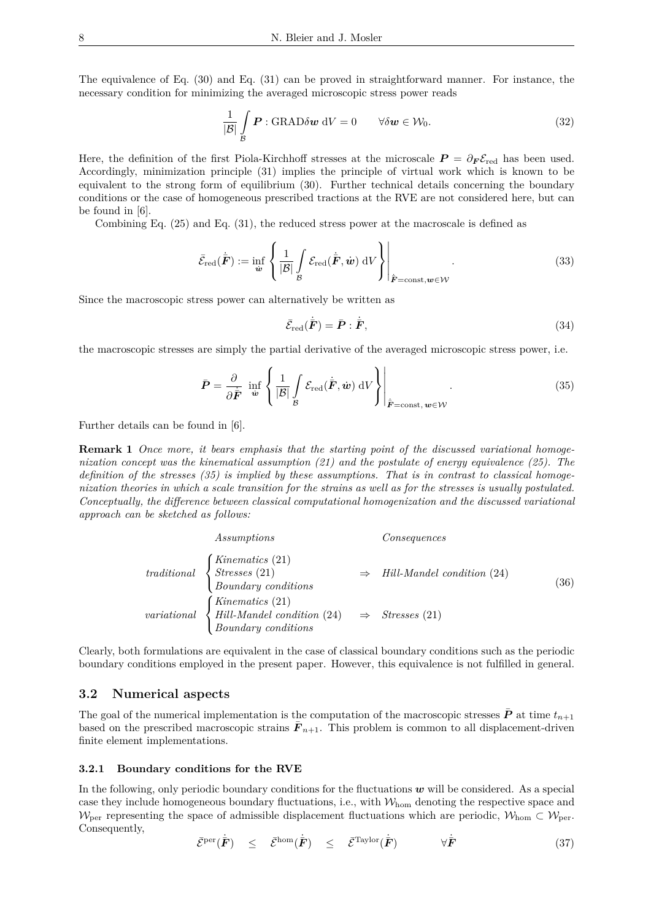The equivalence of Eq. (30) and Eq. (31) can be proved in straightforward manner. For instance, the necessary condition for minimizing the averaged microscopic stress power reads

$$\frac{1}{|\mathcal{B}|}\int\limits_{\mathcal{B}} \boldsymbol{P} : \mathrm{GRAD}\delta\boldsymbol{w}\ \mathrm{d}V = 0 \qquad \forall \delta\boldsymbol{w} \in \mathcal{W}_0. \tag{32}$$

Here, the definition of the first Piola-Kirchhoff stresses at the microscale $\boldsymbol{P} = \partial_{\boldsymbol{F}}\mathcal{E}_{\mathrm{red}}$ has been used. Accordingly, minimization principle (31) implies the principle of virtual work which is known to be equivalent to the strong form of equilibrium (30). Further technical details concerning the boundary conditions or the case of homogeneous prescribed tractions at the RVE are not considered here, but can be found in [6].

Combining Eq. (25) and Eq. (31), the reduced stress power at the macroscale is defined as

$$\bar{\mathcal{E}}_{\mathrm{red}}(\dot{\bar{\boldsymbol{F}}}) := \inf_{\dot{\boldsymbol{w}}} \left\{ \frac{1}{|\mathcal{B}|}\int\limits_{\mathcal{B}} \mathcal{E}_{\mathrm{red}}(\dot{\bar{\boldsymbol{F}}}, \dot{\boldsymbol{w}})\ \mathrm{d}V \right\}\Bigg|_{\dot{\bar{\boldsymbol{F}}}=\mathrm{const},\boldsymbol{w}\in\mathcal{W}}. \tag{33}$$

Since the macroscopic stress power can alternatively be written as

$$\bar{\mathcal{E}}_{\mathrm{red}}(\dot{\bar{\boldsymbol{F}}}) = \bar{\boldsymbol{P}} : \dot{\bar{\boldsymbol{F}}}, \tag{34}$$

the macroscopic stresses are simply the partial derivative of the averaged microscopic stress power, i.e.

$$\bar{\boldsymbol{P}} = \frac{\partial}{\partial\dot{\bar{\boldsymbol{F}}}}\ \inf_{\dot{\boldsymbol{w}}} \left\{ \frac{1}{|\mathcal{B}|}\int\limits_{\mathcal{B}} \mathcal{E}_{\mathrm{red}}(\dot{\bar{\boldsymbol{F}}}, \dot{\boldsymbol{w}})\ \mathrm{d}V \right\}\Bigg|_{\dot{\bar{\boldsymbol{F}}}=\mathrm{const},\,\boldsymbol{w}\in\mathcal{W}}. \tag{35}$$

Further details can be found in [6].

**Remark 1** *Once more, it bears emphasis that the starting point of the discussed variational homogenization concept was the kinematical assumption (21) and the postulate of energy equivalence (25). The definition of the stresses (35) is implied by these assumptions. That is in contrast to classical homogenization theories in which a scale transition for the strains as well as for the stresses is usually postulated. Conceptually, the difference between classical computational homogenization and the discussed variational approach can be sketched as follows:*

$$\begin{array}{lll}
 & \textit{Assumptions} & \quad\textit{Consequences} \\
\textit{traditional} & \begin{cases}\textit{Kinematics } (21)\\ \textit{Stresses } (21)\\ \textit{Boundary conditions}\end{cases} & \Rightarrow\ \ \textit{Hill-Mandel condition } (24) \\
\textit{variational} & \begin{cases}\textit{Kinematics } (21)\\ \textit{Hill-Mandel condition } (24)\\ \textit{Boundary conditions}\end{cases} & \Rightarrow\ \ \textit{Stresses } (21)
\end{array} \tag{36}$$

Clearly, both formulations are equivalent in the case of classical boundary conditions such as the periodic boundary conditions employed in the present paper. However, this equivalence is not fulfilled in general.

## 3.2 Numerical aspects

The goal of the numerical implementation is the computation of the macroscopic stresses $\bar{\boldsymbol{P}}$ at time $t_{n+1}$ based on the prescribed macroscopic strains $\bar{\boldsymbol{F}}_{n+1}$. This problem is common to all displacement-driven finite element implementations.

### 3.2.1 Boundary conditions for the RVE

In the following, only periodic boundary conditions for the fluctuations $\boldsymbol{w}$ will be considered. As a special case they include homogeneous boundary fluctuations, i.e., with $\mathcal{W}_{\mathrm{hom}}$ denoting the respective space and $\mathcal{W}_{\mathrm{per}}$ representing the space of admissible displacement fluctuations which are periodic, $\mathcal{W}_{\mathrm{hom}} \subset \mathcal{W}_{\mathrm{per}}$. Consequently,

$$\bar{\mathcal{E}}^{\mathrm{per}}(\dot{\bar{\boldsymbol{F}}}) \quad\leq\quad \bar{\mathcal{E}}^{\mathrm{hom}}(\dot{\bar{\boldsymbol{F}}}) \quad\leq\quad \bar{\mathcal{E}}^{\mathrm{Taylor}}(\dot{\bar{\boldsymbol{F}}}) \qquad\qquad \forall\dot{\bar{\boldsymbol{F}}} \tag{37}$$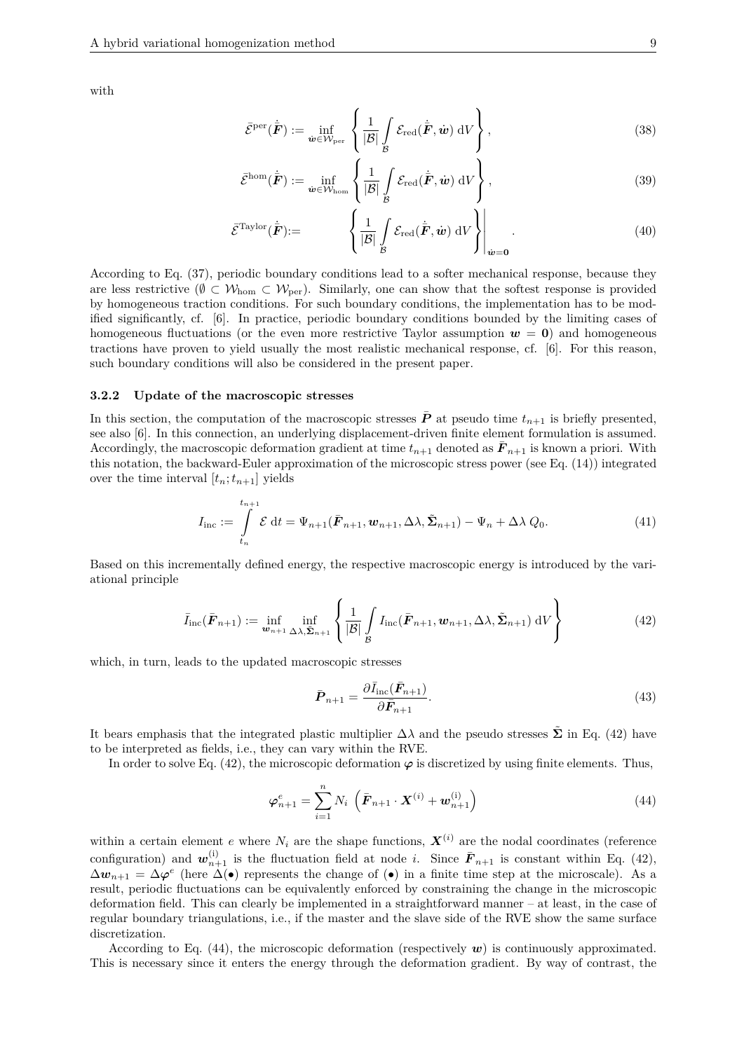with

$$\bar{\mathcal{E}}^{\text{per}}(\dot{\bar{\boldsymbol{F}}}) := \inf_{\dot{\boldsymbol{w}} \in \mathcal{W}_{\text{per}}} \left\{ \frac{1}{|\mathcal{B}|} \int\limits_{\mathcal{B}} \mathcal{E}_{\text{red}}(\dot{\bar{\boldsymbol{F}}}, \dot{\boldsymbol{w}}) \, \mathrm{d}V \right\}, \tag{38}$$

$$\bar{\mathcal{E}}^{\text{hom}}(\dot{\bar{\boldsymbol{F}}}) := \inf_{\dot{\boldsymbol{w}} \in \mathcal{W}_{\text{hom}}} \left\{ \frac{1}{|\mathcal{B}|} \int\limits_{\mathcal{B}} \mathcal{E}_{\text{red}}(\dot{\bar{\boldsymbol{F}}}, \dot{\boldsymbol{w}}) \, \mathrm{d}V \right\}, \tag{39}$$

$$\bar{\mathcal{E}}^{\text{Taylor}}(\dot{\bar{\boldsymbol{F}}}) := \left. \left\{ \frac{1}{|\mathcal{B}|} \int\limits_{\mathcal{B}} \mathcal{E}_{\text{red}}(\dot{\bar{\boldsymbol{F}}}, \dot{\boldsymbol{w}}) \, \mathrm{d}V \right\} \right|_{\dot{\boldsymbol{w}} = \boldsymbol{0}}. \tag{40}$$

According to Eq. (37), periodic boundary conditions lead to a softer mechanical response, because they are less restrictive ($\emptyset \subset \mathcal{W}_{\text{hom}} \subset \mathcal{W}_{\text{per}}$). Similarly, one can show that the softest response is provided by homogeneous traction conditions. For such boundary conditions, the implementation has to be modified significantly, cf. [6]. In practice, periodic boundary conditions bounded by the limiting cases of homogeneous fluctuations (or the even more restrictive Taylor assumption $\boldsymbol{w} = \boldsymbol{0}$) and homogeneous tractions have proven to yield usually the most realistic mechanical response, cf. [6]. For this reason, such boundary conditions will also be considered in the present paper.

#### 3.2.2 Update of the macroscopic stresses

In this section, the computation of the macroscopic stresses $\bar{\boldsymbol{P}}$ at pseudo time $t_{n+1}$ is briefly presented, see also [6]. In this connection, an underlying displacement-driven finite element formulation is assumed. Accordingly, the macroscopic deformation gradient at time $t_{n+1}$ denoted as $\bar{\boldsymbol{F}}_{n+1}$ is known a priori. With this notation, the backward-Euler approximation of the microscopic stress power (see Eq. (14)) integrated over the time interval $[t_n; t_{n+1}]$ yields

$$I_{\text{inc}} := \int\limits_{t_n}^{t_{n+1}} \mathcal{E} \, \mathrm{d}t = \Psi_{n+1}(\bar{\boldsymbol{F}}_{n+1}, \boldsymbol{w}_{n+1}, \Delta\lambda, \tilde{\boldsymbol{\Sigma}}_{n+1}) - \Psi_n + \Delta\lambda \, Q_0. \tag{41}$$

Based on this incrementally defined energy, the respective macroscopic energy is introduced by the variational principle

$$\bar{I}_{\text{inc}}(\bar{\boldsymbol{F}}_{n+1}) := \inf_{\boldsymbol{w}_{n+1}} \inf_{\Delta\lambda, \tilde{\boldsymbol{\Sigma}}_{n+1}} \left\{ \frac{1}{|\mathcal{B}|} \int\limits_{\mathcal{B}} I_{\text{inc}}(\bar{\boldsymbol{F}}_{n+1}, \boldsymbol{w}_{n+1}, \Delta\lambda, \tilde{\boldsymbol{\Sigma}}_{n+1}) \, \mathrm{d}V \right\} \tag{42}$$

which, in turn, leads to the updated macroscopic stresses

$$\bar{\boldsymbol{P}}_{n+1} = \frac{\partial \bar{I}_{\text{inc}}(\bar{\boldsymbol{F}}_{n+1})}{\partial \bar{\boldsymbol{F}}_{n+1}}. \tag{43}$$

It bears emphasis that the integrated plastic multiplier $\Delta\lambda$ and the pseudo stresses $\tilde{\boldsymbol{\Sigma}}$ in Eq. (42) have to be interpreted as fields, i.e., they can vary within the RVE.

In order to solve Eq. (42), the microscopic deformation $\boldsymbol{\varphi}$ is discretized by using finite elements. Thus,

$$\boldsymbol{\varphi}^e_{n+1} = \sum_{i=1}^{n} N_i \, \left( \bar{\boldsymbol{F}}_{n+1} \cdot \boldsymbol{X}^{(i)} + \boldsymbol{w}^{(\mathrm{i})}_{n+1} \right) \tag{44}$$

within a certain element $e$ where $N_i$ are the shape functions, $\boldsymbol{X}^{(i)}$ are the nodal coordinates (reference configuration) and $\boldsymbol{w}^{(\mathrm{i})}_{n+1}$ is the fluctuation field at node $i$. Since $\bar{\boldsymbol{F}}_{n+1}$ is constant within Eq. (42), $\Delta\boldsymbol{w}_{n+1} = \Delta\boldsymbol{\varphi}^e$ (here $\Delta(\bullet)$ represents the change of $(\bullet)$ in a finite time step at the microscale). As a result, periodic fluctuations can be equivalently enforced by constraining the change in the microscopic deformation field. This can clearly be implemented in a straightforward manner – at least, in the case of regular boundary triangulations, i.e., if the master and the slave side of the RVE show the same surface discretization.

According to Eq. (44), the microscopic deformation (respectively $\boldsymbol{w}$) is continuously approximated. This is necessary since it enters the energy through the deformation gradient. By way of contrast, the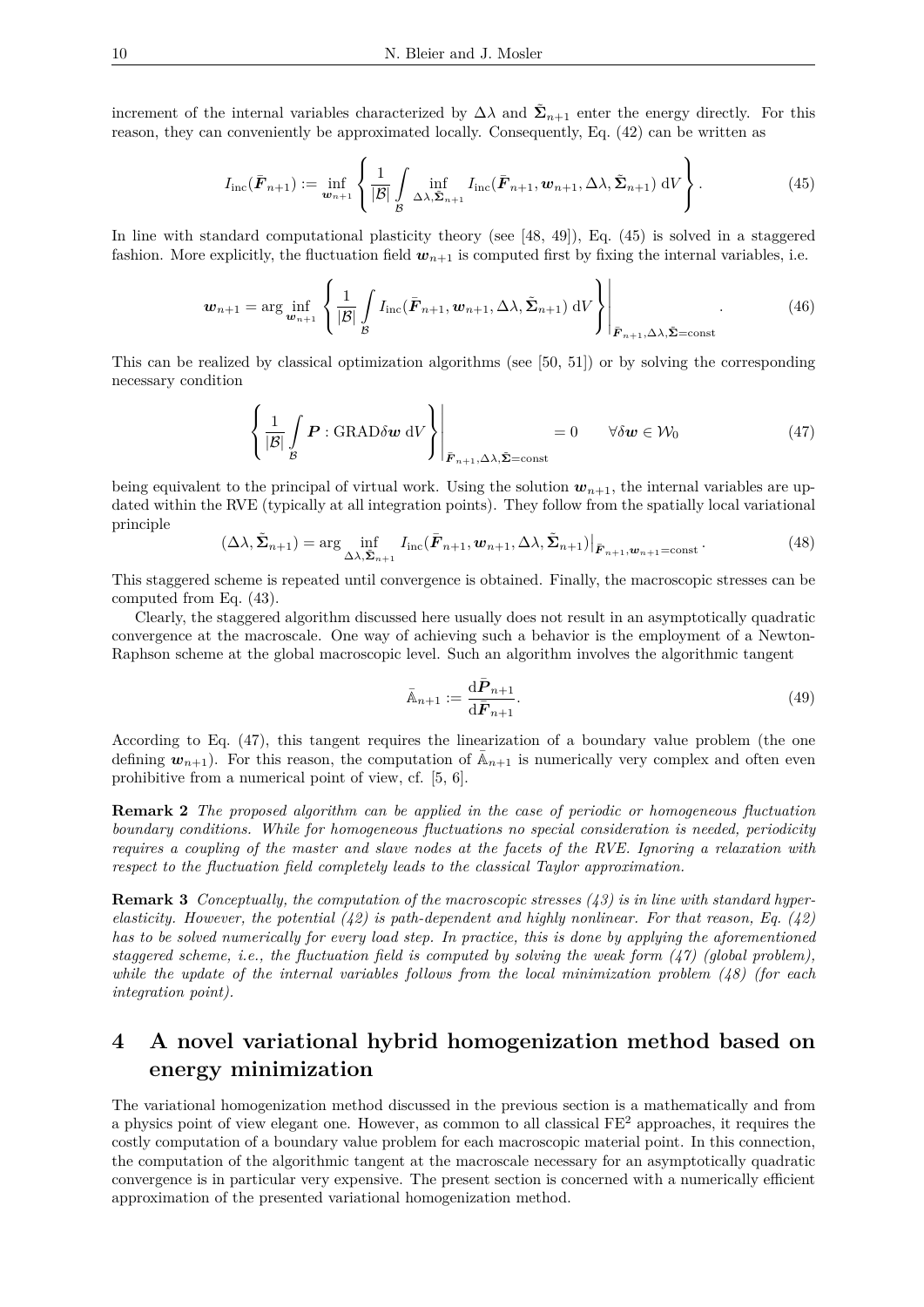increment of the internal variables characterized by $\Delta\lambda$ and $\tilde{\boldsymbol{\Sigma}}_{n+1}$ enter the energy directly. For this reason, they can conveniently be approximated locally. Consequently, Eq. (42) can be written as

$$I_{\text{inc}}(\bar{\boldsymbol{F}}_{n+1}) := \inf_{\boldsymbol{w}_{n+1}} \left\{ \frac{1}{|\mathcal{B}|} \int_{\mathcal{B}} \inf_{\Delta\lambda, \tilde{\boldsymbol{\Sigma}}_{n+1}} I_{\text{inc}}(\bar{\boldsymbol{F}}_{n+1}, \boldsymbol{w}_{n+1}, \Delta\lambda, \tilde{\boldsymbol{\Sigma}}_{n+1}) \, \mathrm{d}V \right\}. \tag{45}$$

In line with standard computational plasticity theory (see [48, 49]), Eq. (45) is solved in a staggered fashion. More explicitly, the fluctuation field $\boldsymbol{w}_{n+1}$ is computed first by fixing the internal variables, i.e.

$$\boldsymbol{w}_{n+1} = \arg \inf_{\boldsymbol{w}_{n+1}} \left\{ \frac{1}{|\mathcal{B}|} \int_{\mathcal{B}} I_{\text{inc}}(\bar{\boldsymbol{F}}_{n+1}, \boldsymbol{w}_{n+1}, \Delta\lambda, \tilde{\boldsymbol{\Sigma}}_{n+1}) \, \mathrm{d}V \right\} \Bigg|_{\bar{\boldsymbol{F}}_{n+1}, \Delta\lambda, \tilde{\boldsymbol{\Sigma}}=\text{const}}. \tag{46}$$

This can be realized by classical optimization algorithms (see [50, 51]) or by solving the corresponding necessary condition

$$\left\{ \frac{1}{|\mathcal{B}|} \int_{\mathcal{B}} \boldsymbol{P} : \text{GRAD}\delta\boldsymbol{w} \, \mathrm{d}V \right\} \Bigg|_{\bar{\boldsymbol{F}}_{n+1}, \Delta\lambda, \tilde{\boldsymbol{\Sigma}}=\text{const}} = 0 \qquad \forall \delta\boldsymbol{w} \in \mathcal{W}_0 \tag{47}$$

being equivalent to the principal of virtual work. Using the solution $\boldsymbol{w}_{n+1}$, the internal variables are updated within the RVE (typically at all integration points). They follow from the spatially local variational principle

$$(\Delta\lambda, \tilde{\boldsymbol{\Sigma}}_{n+1}) = \arg \inf_{\Delta\lambda, \tilde{\boldsymbol{\Sigma}}_{n+1}} I_{\text{inc}}(\bar{\boldsymbol{F}}_{n+1}, \boldsymbol{w}_{n+1}, \Delta\lambda, \tilde{\boldsymbol{\Sigma}}_{n+1})\big|_{\bar{\boldsymbol{F}}_{n+1}, \boldsymbol{w}_{n+1}=\text{const}}. \tag{48}$$

This staggered scheme is repeated until convergence is obtained. Finally, the macroscopic stresses can be computed from Eq. (43).

Clearly, the staggered algorithm discussed here usually does not result in an asymptotically quadratic convergence at the macroscale. One way of achieving such a behavior is the employment of a Newton-Raphson scheme at the global macroscopic level. Such an algorithm involves the algorithmic tangent

$$\bar{\mathbb{A}}_{n+1} := \frac{\mathrm{d}\bar{\boldsymbol{P}}_{n+1}}{\mathrm{d}\bar{\boldsymbol{F}}_{n+1}}. \tag{49}$$

According to Eq. (47), this tangent requires the linearization of a boundary value problem (the one defining $\boldsymbol{w}_{n+1}$). For this reason, the computation of $\bar{\mathbb{A}}_{n+1}$ is numerically very complex and often even prohibitive from a numerical point of view, cf. [5, 6].

**Remark 2** *The proposed algorithm can be applied in the case of periodic or homogeneous fluctuation boundary conditions. While for homogeneous fluctuations no special consideration is needed, periodicity requires a coupling of the master and slave nodes at the facets of the RVE. Ignoring a relaxation with respect to the fluctuation field completely leads to the classical Taylor approximation.*

**Remark 3** *Conceptually, the computation of the macroscopic stresses (43) is in line with standard hyperelasticity. However, the potential (42) is path-dependent and highly nonlinear. For that reason, Eq. (42) has to be solved numerically for every load step. In practice, this is done by applying the aforementioned staggered scheme, i.e., the fluctuation field is computed by solving the weak form (47) (global problem), while the update of the internal variables follows from the local minimization problem (48) (for each integration point).*

# 4 A novel variational hybrid homogenization method based on energy minimization

The variational homogenization method discussed in the previous section is a mathematically and from a physics point of view elegant one. However, as common to all classical $\text{FE}^2$ approaches, it requires the costly computation of a boundary value problem for each macroscopic material point. In this connection, the computation of the algorithmic tangent at the macroscale necessary for an asymptotically quadratic convergence is in particular very expensive. The present section is concerned with a numerically efficient approximation of the presented variational homogenization method.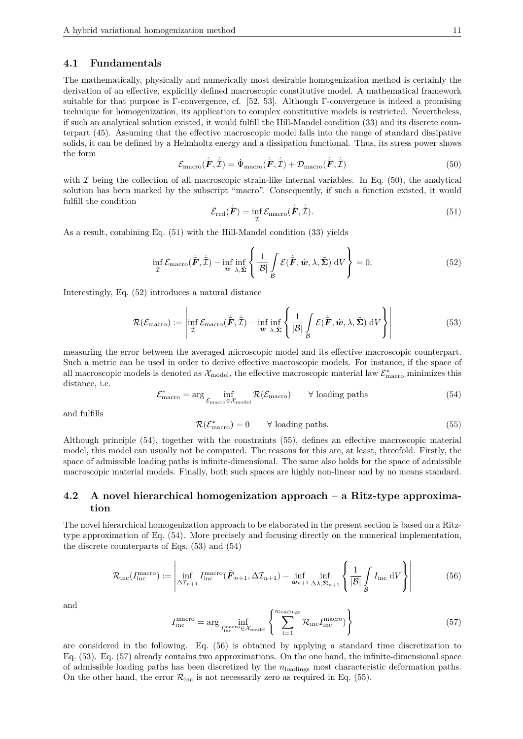### 4.1 Fundamentals

The mathematically, physically and numerically most desirable homogenization method is certainly the derivation of an effective, explicitly defined macroscopic constitutive model. A mathematical framework suitable for that purpose is Γ-convergence, cf. [52, 53]. Although Γ-convergence is indeed a promising technique for homogenization, its application to complex constitutive models is restricted. Nevertheless, if such an analytical solution existed, it would fulfill the Hill-Mandel condition (33) and its discrete counterpart (45). Assuming that the effective macroscopic model falls into the range of standard dissipative solids, it can be defined by a Helmholtz energy and a dissipation functional. Thus, its stress power shows the form

$$\mathcal{E}_{\text{macro}}(\dot{\bar{\boldsymbol{F}}}, \dot{\mathcal{I}}) = \dot{\Psi}_{\text{macro}}(\dot{\bar{\boldsymbol{F}}}, \dot{\mathcal{I}}) + \mathcal{D}_{\text{macro}}(\dot{\bar{\boldsymbol{F}}}, \dot{\mathcal{I}}) \tag{50}$$

with $\mathcal{I}$ being the collection of all macroscopic strain-like internal variables. In Eq. (50), the analytical solution has been marked by the subscript "macro". Consequently, if such a function existed, it would fulfill the condition

$$\bar{\mathcal{E}}_{\text{red}}(\dot{\bar{\boldsymbol{F}}}) = \inf_{\dot{\mathcal{I}}} \mathcal{E}_{\text{macro}}(\dot{\bar{\boldsymbol{F}}}, \dot{\mathcal{I}}). \tag{51}$$

As a result, combining Eq. (51) with the Hill-Mandel condition (33) yields

$$\inf_{\dot{\mathcal{I}}} \mathcal{E}_{\text{macro}}(\dot{\bar{\boldsymbol{F}}}, \dot{\mathcal{I}}) - \inf_{\dot{\boldsymbol{w}}} \inf_{\lambda, \tilde{\boldsymbol{\Sigma}}} \left\{ \frac{1}{|\mathcal{B}|} \int_{\mathcal{B}} \mathcal{E}(\dot{\bar{\boldsymbol{F}}}, \dot{\boldsymbol{w}}, \lambda, \tilde{\boldsymbol{\Sigma}}) \, \mathrm{d}V \right\} = 0. \tag{52}$$

Interestingly, Eq. (52) introduces a natural distance

$$\mathcal{R}(\mathcal{E}_{\text{macro}}) := \left| \inf_{\dot{\mathcal{I}}} \mathcal{E}_{\text{macro}}(\dot{\bar{\boldsymbol{F}}}, \dot{\mathcal{I}}) - \inf_{\dot{\boldsymbol{w}}} \inf_{\lambda, \tilde{\boldsymbol{\Sigma}}} \left\{ \frac{1}{|\mathcal{B}|} \int_{\mathcal{B}} \mathcal{E}(\dot{\bar{\boldsymbol{F}}}, \dot{\boldsymbol{w}}, \lambda, \tilde{\boldsymbol{\Sigma}}) \, \mathrm{d}V \right\} \right| \tag{53}$$

measuring the error between the averaged microscopic model and its effective macroscopic counterpart. Such a metric can be used in order to derive effective macroscopic models. For instance, if the space of all macroscopic models is denoted as $\mathcal{X}_{\text{model}}$, the effective macroscopic material law $\mathcal{E}^*_{\text{macro}}$ minimizes this distance, i.e.

$$\mathcal{E}^*_{\text{macro}} = \arg \inf_{\mathcal{E}_{\text{macro}} \in \mathcal{X}_{\text{model}}} \mathcal{R}(\mathcal{E}_{\text{macro}}) \qquad \forall \text{ loading paths} \tag{54}$$

and fulfills

$$\mathcal{R}(\mathcal{E}^*_{\text{macro}}) = 0 \qquad \forall \text{ loading paths}. \tag{55}$$

Although principle (54), together with the constraints (55), defines an effective macroscopic material model, this model can usually not be computed. The reasons for this are, at least, threefold. Firstly, the space of admissible loading paths is infinite-dimensional. The same also holds for the space of admissible macroscopic material models. Finally, both such spaces are highly non-linear and by no means standard.

### 4.2 A novel hierarchical homogenization approach – a Ritz-type approximation

The novel hierarchical homogenization approach to be elaborated in the present section is based on a Ritz-type approximation of Eq. (54). More precisely and focusing directly on the numerical implementation, the discrete counterparts of Eqs. (53) and (54)

$$\mathcal{R}_{\text{inc}}(I^{\text{macro}}_{\text{inc}}) := \left| \inf_{\Delta \mathcal{I}_{n+1}} I^{\text{macro}}_{\text{inc}}(\bar{\boldsymbol{F}}_{n+1}, \Delta \mathcal{I}_{n+1}) - \inf_{\boldsymbol{w}_{n+1}} \inf_{\Delta \lambda, \tilde{\boldsymbol{\Sigma}}_{n+1}} \left\{ \frac{1}{|\mathcal{B}|} \int_{\mathcal{B}} I_{\text{inc}} \, \mathrm{d}V \right\} \right| \tag{56}$$

and

$$I^{\text{macro}}_{\text{inc}} = \arg \inf_{I^{\text{macro}}_{\text{inc}} \in \mathcal{X}_{\text{model}}} \left\{ \sum_{i=1}^{n_{\text{loadings}}} \mathcal{R}_{\text{inc}} I^{\text{macro}}_{\text{inc}}) \right\} \tag{57}$$

are considered in the following. Eq. (56) is obtained by applying a standard time discretization to Eq. (53). Eq. (57) already contains two approximations. On the one hand, the infinite-dimensional space of admissible loading paths has been discretized by the $n_{\text{loadings}}$ most characteristic deformation paths. On the other hand, the error $\mathcal{R}_{\text{inc}}$ is not necessarily zero as required in Eq. (55).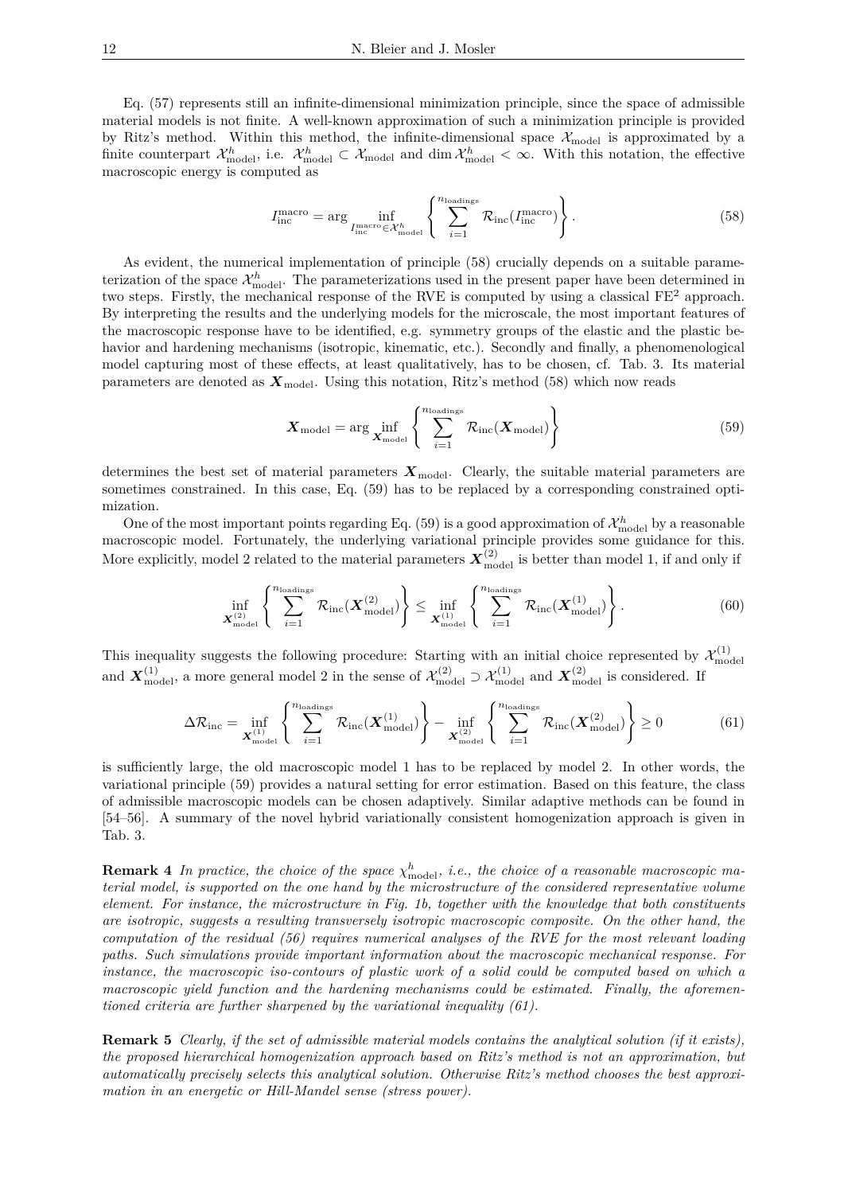Eq. (57) represents still an infinite-dimensional minimization principle, since the space of admissible material models is not finite. A well-known approximation of such a minimization principle is provided by Ritz's method. Within this method, the infinite-dimensional space $\mathcal{X}_{\text{model}}$ is approximated by a finite counterpart $\mathcal{X}^h_{\text{model}}$, i.e. $\mathcal{X}^h_{\text{model}} \subset \mathcal{X}_{\text{model}}$ and $\dim \mathcal{X}^h_{\text{model}} < \infty$. With this notation, the effective macroscopic energy is computed as

$$I^{\text{macro}}_{\text{inc}} = \arg \inf_{I^{\text{macro}}_{\text{inc}} \in \mathcal{X}^h_{\text{model}}} \left\{ \sum_{i=1}^{n_{\text{loadings}}} \mathcal{R}_{\text{inc}}(I^{\text{macro}}_{\text{inc}}) \right\}. \tag{58}$$

As evident, the numerical implementation of principle (58) crucially depends on a suitable parameterization of the space $\mathcal{X}^h_{\text{model}}$. The parameterizations used in the present paper have been determined in two steps. Firstly, the mechanical response of the RVE is computed by using a classical FE$^2$ approach. By interpreting the results and the underlying models for the microscale, the most important features of the macroscopic response have to be identified, e.g. symmetry groups of the elastic and the plastic behavior and hardening mechanisms (isotropic, kinematic, etc.). Secondly and finally, a phenomenological model capturing most of these effects, at least qualitatively, has to be chosen, cf. Tab. 3. Its material parameters are denoted as $\boldsymbol{X}_{\text{model}}$. Using this notation, Ritz's method (58) which now reads

$$\boldsymbol{X}_{\text{model}} = \arg \inf_{\boldsymbol{X}_{\text{model}}} \left\{ \sum_{i=1}^{n_{\text{loadings}}} \mathcal{R}_{\text{inc}}(\boldsymbol{X}_{\text{model}}) \right\} \tag{59}$$

determines the best set of material parameters $\boldsymbol{X}_{\text{model}}$. Clearly, the suitable material parameters are sometimes constrained. In this case, Eq. (59) has to be replaced by a corresponding constrained optimization.

One of the most important points regarding Eq. (59) is a good approximation of $\mathcal{X}^h_{\text{model}}$ by a reasonable macroscopic model. Fortunately, the underlying variational principle provides some guidance for this. More explicitly, model 2 related to the material parameters $\boldsymbol{X}^{(2)}_{\text{model}}$ is better than model 1, if and only if

$$\inf_{\boldsymbol{X}^{(2)}_{\text{model}}} \left\{ \sum_{i=1}^{n_{\text{loadings}}} \mathcal{R}_{\text{inc}}(\boldsymbol{X}^{(2)}_{\text{model}}) \right\} \leq \inf_{\boldsymbol{X}^{(1)}_{\text{model}}} \left\{ \sum_{i=1}^{n_{\text{loadings}}} \mathcal{R}_{\text{inc}}(\boldsymbol{X}^{(1)}_{\text{model}}) \right\}. \tag{60}$$

This inequality suggests the following procedure: Starting with an initial choice represented by $\mathcal{X}^{(1)}_{\text{model}}$ and $\boldsymbol{X}^{(1)}_{\text{model}}$, a more general model 2 in the sense of $\mathcal{X}^{(2)}_{\text{model}} \supset \mathcal{X}^{(1)}_{\text{model}}$ and $\boldsymbol{X}^{(2)}_{\text{model}}$ is considered. If

$$\Delta\mathcal{R}_{\text{inc}} = \inf_{\boldsymbol{X}^{(1)}_{\text{model}}} \left\{ \sum_{i=1}^{n_{\text{loadings}}} \mathcal{R}_{\text{inc}}(\boldsymbol{X}^{(1)}_{\text{model}}) \right\} - \inf_{\boldsymbol{X}^{(2)}_{\text{model}}} \left\{ \sum_{i=1}^{n_{\text{loadings}}} \mathcal{R}_{\text{inc}}(\boldsymbol{X}^{(2)}_{\text{model}}) \right\} \geq 0 \tag{61}$$

is sufficiently large, the old macroscopic model 1 has to be replaced by model 2. In other words, the variational principle (59) provides a natural setting for error estimation. Based on this feature, the class of admissible macroscopic models can be chosen adaptively. Similar adaptive methods can be found in [54–56]. A summary of the novel hybrid variationally consistent homogenization approach is given in Tab. 3.

**Remark 4** *In practice, the choice of the space $\chi^h_{\text{model}}$, i.e., the choice of a reasonable macroscopic material model, is supported on the one hand by the microstructure of the considered representative volume element. For instance, the microstructure in Fig. 1b, together with the knowledge that both constituents are isotropic, suggests a resulting transversely isotropic macroscopic composite. On the other hand, the computation of the residual (56) requires numerical analyses of the RVE for the most relevant loading paths. Such simulations provide important information about the macroscopic mechanical response. For instance, the macroscopic iso-contours of plastic work of a solid could be computed based on which a macroscopic yield function and the hardening mechanisms could be estimated. Finally, the aforementioned criteria are further sharpened by the variational inequality (61).*

**Remark 5** *Clearly, if the set of admissible material models contains the analytical solution (if it exists), the proposed hierarchical homogenization approach based on Ritz's method is not an approximation, but automatically precisely selects this analytical solution. Otherwise Ritz's method chooses the best approximation in an energetic or Hill-Mandel sense (stress power).*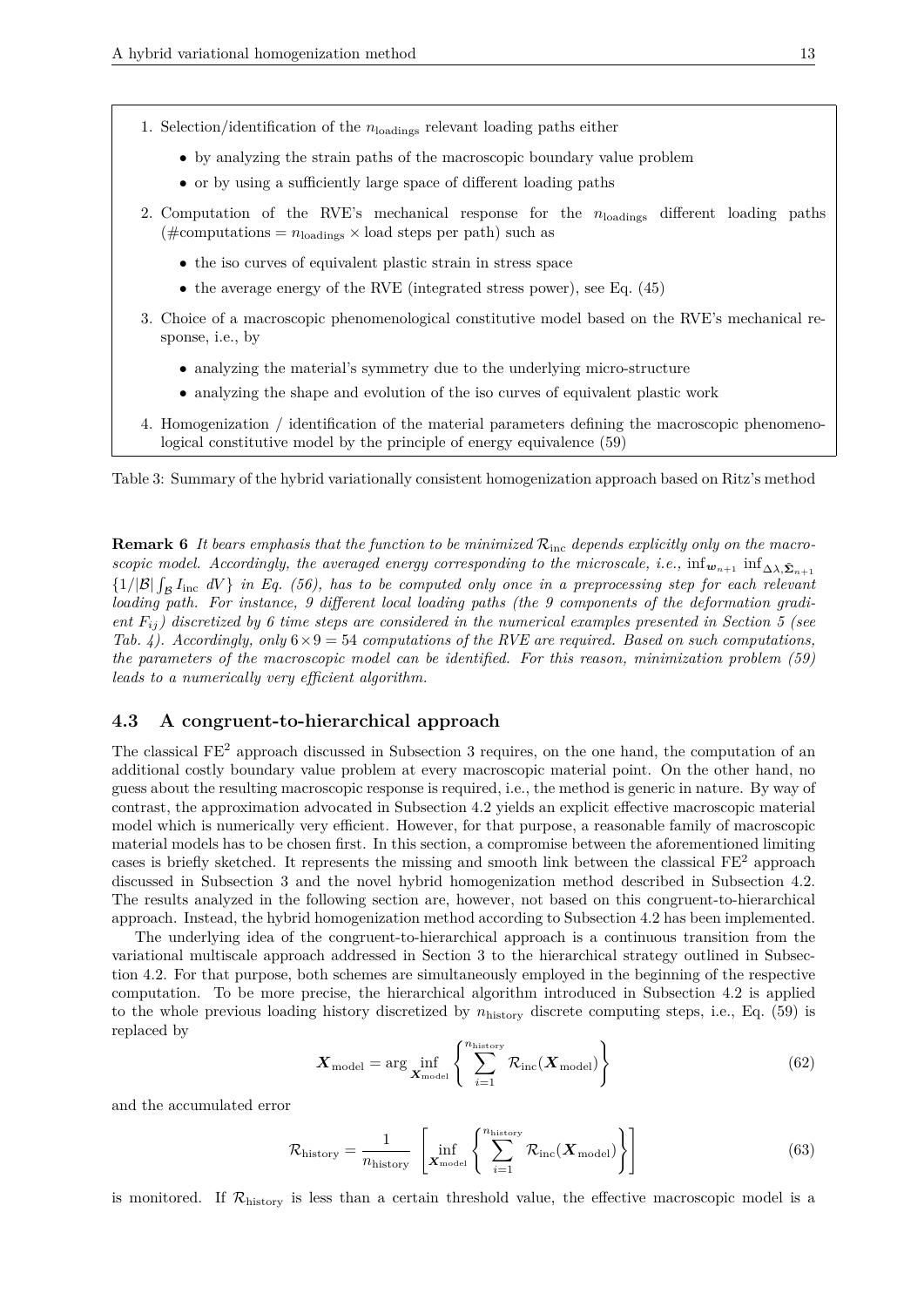1. Selection/identification of the $n_{\text{loadings}}$ relevant loading paths either
   - by analyzing the strain paths of the macroscopic boundary value problem
   - or by using a sufficiently large space of different loading paths
2. Computation of the RVE's mechanical response for the $n_{\text{loadings}}$ different loading paths (#computations = $n_{\text{loadings}}$ × load steps per path) such as
   - the iso curves of equivalent plastic strain in stress space
   - the average energy of the RVE (integrated stress power), see Eq. (45)
3. Choice of a macroscopic phenomenological constitutive model based on the RVE's mechanical response, i.e., by
   - analyzing the material's symmetry due to the underlying micro-structure
   - analyzing the shape and evolution of the iso curves of equivalent plastic work
4. Homogenization / identification of the material parameters defining the macroscopic phenomenological constitutive model by the principle of energy equivalence (59)

Table 3: Summary of the hybrid variationally consistent homogenization approach based on Ritz's method

**Remark 6** *It bears emphasis that the function to be minimized $\mathcal{R}_{\text{inc}}$ depends explicitly only on the macroscopic model. Accordingly, the averaged energy corresponding to the microscale, i.e., $\inf_{\boldsymbol{w}_{n+1}} \inf_{\Delta\lambda, \bar{\boldsymbol{\Sigma}}_{n+1}} \{1/|\mathcal{B}| \int_{\mathcal{B}} I_{\text{inc}} \; dV\}$ in Eq. (56), has to be computed only once in a preprocessing step for each relevant loading path. For instance, 9 different local loading paths (the 9 components of the deformation gradient $F_{ij}$) discretized by 6 time steps are considered in the numerical examples presented in Section 5 (see Tab. 4). Accordingly, only $6 \times 9 = 54$ computations of the RVE are required. Based on such computations, the parameters of the macroscopic model can be identified. For this reason, minimization problem (59) leads to a numerically very efficient algorithm.*

### 4.3 A congruent-to-hierarchical approach

The classical FE$^2$ approach discussed in Subsection 3 requires, on the one hand, the computation of an additional costly boundary value problem at every macroscopic material point. On the other hand, no guess about the resulting macroscopic response is required, i.e., the method is generic in nature. By way of contrast, the approximation advocated in Subsection 4.2 yields an explicit effective macroscopic material model which is numerically very efficient. However, for that purpose, a reasonable family of macroscopic material models has to be chosen first. In this section, a compromise between the aforementioned limiting cases is briefly sketched. It represents the missing and smooth link between the classical FE$^2$ approach discussed in Subsection 3 and the novel hybrid homogenization method described in Subsection 4.2. The results analyzed in the following section are, however, not based on this congruent-to-hierarchical approach. Instead, the hybrid homogenization method according to Subsection 4.2 has been implemented.

The underlying idea of the congruent-to-hierarchical approach is a continuous transition from the variational multiscale approach addressed in Section 3 to the hierarchical strategy outlined in Subsection 4.2. For that purpose, both schemes are simultaneously employed in the beginning of the respective computation. To be more precise, the hierarchical algorithm introduced in Subsection 4.2 is applied to the whole previous loading history discretized by $n_{\text{history}}$ discrete computing steps, i.e., Eq. (59) is replaced by

$$\boldsymbol{X}_{\text{model}} = \arg \inf_{\boldsymbol{X}_{\text{model}}} \left\{ \sum_{i=1}^{n_{\text{history}}} \mathcal{R}_{\text{inc}}(\boldsymbol{X}_{\text{model}}) \right\} \tag{62}$$

and the accumulated error

$$\mathcal{R}_{\text{history}} = \frac{1}{n_{\text{history}}} \left[ \inf_{\boldsymbol{X}_{\text{model}}} \left\{ \sum_{i=1}^{n_{\text{history}}} \mathcal{R}_{\text{inc}}(\boldsymbol{X}_{\text{model}}) \right\} \right] \tag{63}$$

is monitored. If $\mathcal{R}_{\text{history}}$ is less than a certain threshold value, the effective macroscopic model is a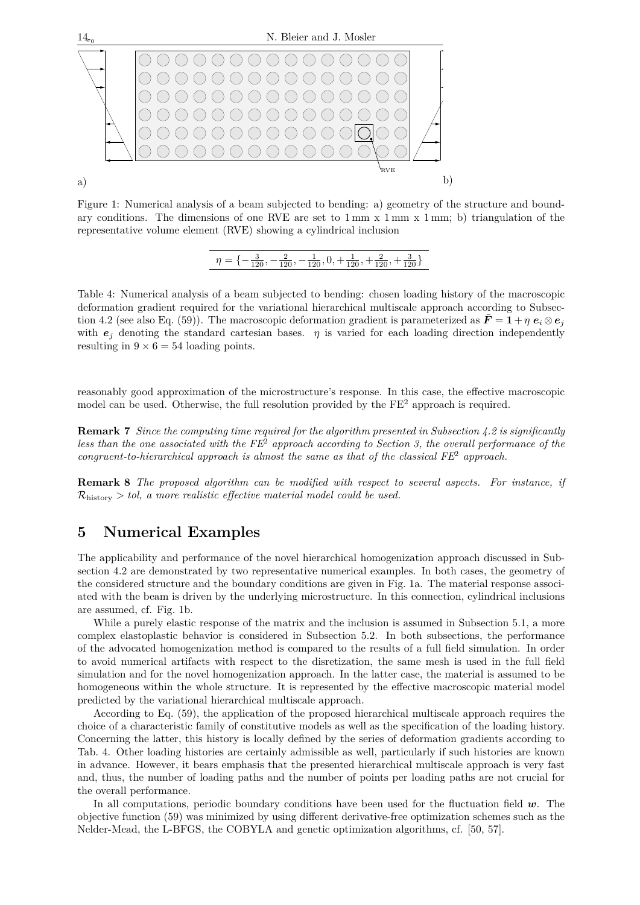Figure 1: Numerical analysis of a beam subjected to bending: a) geometry of the structure and boundary conditions. The dimensions of one RVE are set to 1 mm x 1 mm x 1 mm; b) triangulation of the representative volume element (RVE) showing a cylindrical inclusion

| $\eta = \{-\frac{3}{120}, -\frac{2}{120}, -\frac{1}{120}, 0, +\frac{1}{120}, +\frac{2}{120}, +\frac{3}{120}\}$ |
|---|

Table 4: Numerical analysis of a beam subjected to bending: chosen loading history of the macroscopic deformation gradient required for the variational hierarchical multiscale approach according to Subsection 4.2 (see also Eq. (59)). The macroscopic deformation gradient is parameterized as $\bar{\boldsymbol{F}} = \boldsymbol{1} + \eta\, \boldsymbol{e}_i \otimes \boldsymbol{e}_j$ with $\boldsymbol{e}_j$ denoting the standard cartesian bases. $\eta$ is varied for each loading direction independently resulting in $9 \times 6 = 54$ loading points.

reasonably good approximation of the microstructure's response. In this case, the effective macroscopic model can be used. Otherwise, the full resolution provided by the FE$^2$ approach is required.

**Remark 7** *Since the computing time required for the algorithm presented in Subsection 4.2 is significantly less than the one associated with the FE$^2$ approach according to Section 3, the overall performance of the congruent-to-hierarchical approach is almost the same as that of the classical FE$^2$ approach.*

**Remark 8** *The proposed algorithm can be modified with respect to several aspects. For instance, if $\mathcal{R}_{\text{history}} > tol$, a more realistic effective material model could be used.*

## 5 Numerical Examples

The applicability and performance of the novel hierarchical homogenization approach discussed in Subsection 4.2 are demonstrated by two representative numerical examples. In both cases, the geometry of the considered structure and the boundary conditions are given in Fig. 1a. The material response associated with the beam is driven by the underlying microstructure. In this connection, cylindrical inclusions are assumed, cf. Fig. 1b.

While a purely elastic response of the matrix and the inclusion is assumed in Subsection 5.1, a more complex elastoplastic behavior is considered in Subsection 5.2. In both subsections, the performance of the advocated homogenization method is compared to the results of a full field simulation. In order to avoid numerical artifacts with respect to the disretization, the same mesh is used in the full field simulation and for the novel homogenization approach. In the latter case, the material is assumed to be homogeneous within the whole structure. It is represented by the effective macroscopic material model predicted by the variational hierarchical multiscale approach.

According to Eq. (59), the application of the proposed hierarchical multiscale approach requires the choice of a characteristic family of constitutive models as well as the specification of the loading history. Concerning the latter, this history is locally defined by the series of deformation gradients according to Tab. 4. Other loading histories are certainly admissible as well, particularly if such histories are known in advance. However, it bears emphasis that the presented hierarchical multiscale approach is very fast and, thus, the number of loading paths and the number of points per loading paths are not crucial for the overall performance.

In all computations, periodic boundary conditions have been used for the fluctuation field $\boldsymbol{w}$. The objective function (59) was minimized by using different derivative-free optimization schemes such as the Nelder-Mead, the L-BFGS, the COBYLA and genetic optimization algorithms, cf. [50, 57].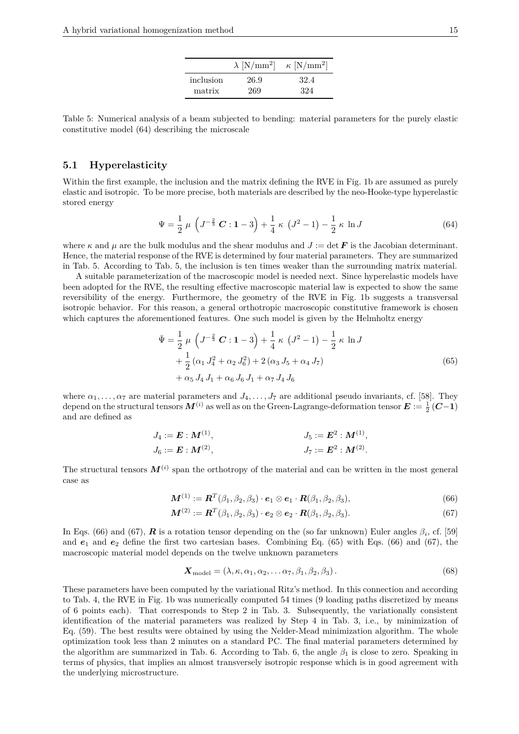|  | $\lambda$ [N/mm$^2$] | $\kappa$ [N/mm$^2$] |
|---|---|---|
| inclusion | 26.9 | 32.4 |
| matrix | 269 | 324 |

Table 5: Numerical analysis of a beam subjected to bending: material parameters for the purely elastic constitutive model (64) describing the microscale

## 5.1 Hyperelasticity

Within the first example, the inclusion and the matrix defining the RVE in Fig. 1b are assumed as purely elastic and isotropic. To be more precise, both materials are described by the neo-Hooke-type hyperelastic stored energy

$$\Psi = \frac{1}{2}\,\mu\,\left(J^{-\frac{2}{3}}\,\boldsymbol{C}:\boldsymbol{1}-3\right)+\frac{1}{4}\,\kappa\,\left(J^2-1\right)-\frac{1}{2}\,\kappa\,\ln J \tag{64}$$

where $\kappa$ and $\mu$ are the bulk modulus and the shear modulus and $J := \det \boldsymbol{F}$ is the Jacobian determinant. Hence, the material response of the RVE is determined by four material parameters. They are summarized in Tab. 5. According to Tab. 5, the inclusion is ten times weaker than the surrounding matrix material.

A suitable parameterization of the macroscopic model is needed next. Since hyperelastic models have been adopted for the RVE, the resulting effective macroscopic material law is expected to show the same reversibility of the energy. Furthermore, the geometry of the RVE in Fig. 1b suggests a transversal isotropic behavior. For this reason, a general orthotropic macroscopic constitutive framework is chosen which captures the aforementioned features. One such model is given by the Helmholtz energy

$$\begin{aligned}\bar{\Psi} &= \frac{1}{2}\,\mu\,\left(J^{-\frac{2}{3}}\,\boldsymbol{C}:\boldsymbol{1}-3\right)+\frac{1}{4}\,\kappa\,\left(J^2-1\right)-\frac{1}{2}\,\kappa\,\ln J\\ &+\frac{1}{2}\,(\alpha_1\,J_4^2+\alpha_2\,J_6^2)+2\,(\alpha_3\,J_5+\alpha_4\,J_7)\\ &+\alpha_5\,J_4\,J_1+\alpha_6\,J_6\,J_1+\alpha_7\,J_4\,J_6\end{aligned} \tag{65}$$

where $\alpha_1,\ldots,\alpha_7$ are material parameters and $J_4,\ldots,J_7$ are additional pseudo invariants, cf. [58]. They depend on the structural tensors $\boldsymbol{M}^{(i)}$ as well as on the Green-Lagrange-deformation tensor $\boldsymbol{E} := \frac{1}{2}(\boldsymbol{C}-\boldsymbol{1})$ and are defined as

$$J_4 := \boldsymbol{E}:\boldsymbol{M}^{(1)}, \qquad J_5 := \boldsymbol{E}^2:\boldsymbol{M}^{(1)},$$
$$J_6 := \boldsymbol{E}:\boldsymbol{M}^{(2)}, \qquad J_7 := \boldsymbol{E}^2:\boldsymbol{M}^{(2)}.$$

The structural tensors $\boldsymbol{M}^{(i)}$ span the orthotropy of the material and can be written in the most general case as

$$\boldsymbol{M}^{(1)} := \boldsymbol{R}^T(\beta_1,\beta_2,\beta_3)\cdot\boldsymbol{e}_1\otimes\boldsymbol{e}_1\cdot\boldsymbol{R}(\beta_1,\beta_2,\beta_3), \tag{66}$$

$$\boldsymbol{M}^{(2)} := \boldsymbol{R}^T(\beta_1,\beta_2,\beta_3)\cdot\boldsymbol{e}_2\otimes\boldsymbol{e}_2\cdot\boldsymbol{R}(\beta_1,\beta_2,\beta_3). \tag{67}$$

In Eqs. (66) and (67), $\boldsymbol{R}$ is a rotation tensor depending on the (so far unknown) Euler angles $\beta_i$, cf. [59] and $\boldsymbol{e}_1$ and $\boldsymbol{e}_2$ define the first two cartesian bases. Combining Eq. (65) with Eqs. (66) and (67), the macroscopic material model depends on the twelve unknown parameters

$$\boldsymbol{X}_{\text{model}} = (\lambda,\kappa,\alpha_1,\alpha_2,\ldots\alpha_7,\beta_1,\beta_2,\beta_3)\,. \tag{68}$$

These parameters have been computed by the variational Ritz's method. In this connection and according to Tab. 4, the RVE in Fig. 1b was numerically computed 54 times (9 loading paths discretized by means of 6 points each). That corresponds to Step 2 in Tab. 3. Subsequently, the variationally consistent identification of the material parameters was realized by Step 4 in Tab. 3, i.e., by minimization of Eq. (59). The best results were obtained by using the Nelder-Mead minimization algorithm. The whole optimization took less than 2 minutes on a standard PC. The final material parameters determined by the algorithm are summarized in Tab. 6. According to Tab. 6, the angle $\beta_1$ is close to zero. Speaking in terms of physics, that implies an almost transversely isotropic response which is in good agreement with the underlying microstructure.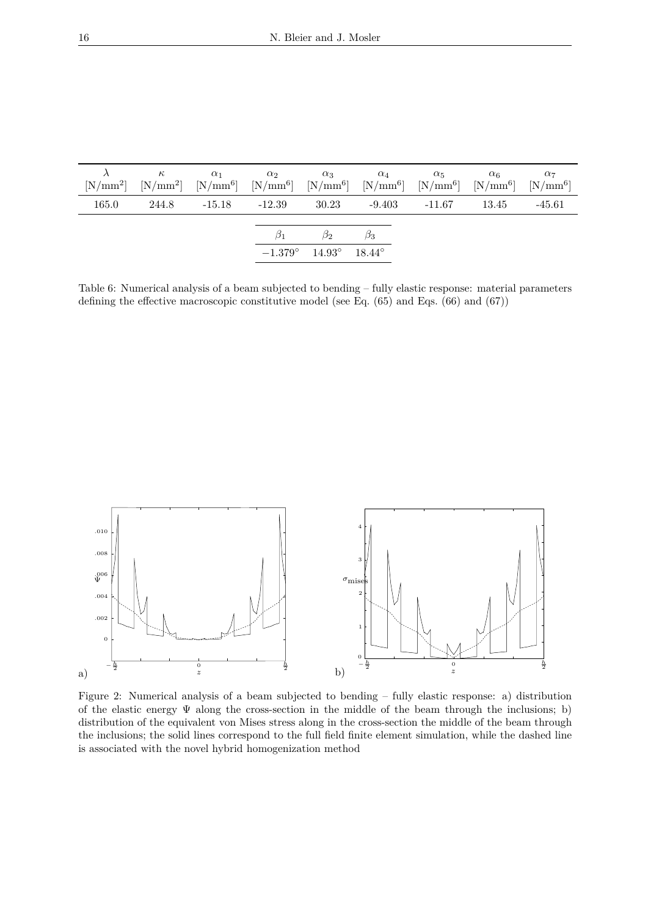| $\lambda$ [N/mm$^2$] | $\kappa$ [N/mm$^2$] | $\alpha_1$ [N/mm$^6$] | $\alpha_2$ [N/mm$^6$] | $\alpha_3$ [N/mm$^6$] | $\alpha_4$ [N/mm$^6$] | $\alpha_5$ [N/mm$^6$] | $\alpha_6$ [N/mm$^6$] | $\alpha_7$ [N/mm$^6$] |
|---|---|---|---|---|---|---|---|---|
| 165.0 | 244.8 | -15.18 | -12.39 | 30.23 | -9.403 | -11.67 | 13.45 | -45.61 |

| $\beta_1$ | $\beta_2$ | $\beta_3$ |
|---|---|---|
| $-1.379°$ | $14.93°$ | $18.44°$ |

Table 6: Numerical analysis of a beam subjected to bending – fully elastic response: material parameters defining the effective macroscopic constitutive model (see Eq. (65) and Eqs. (66) and (67))

Figure 2: Numerical analysis of a beam subjected to bending – fully elastic response: a) distribution of the elastic energy $\Psi$ along the cross-section in the middle of the beam through the inclusions; b) distribution of the equivalent von Mises stress along in the cross-section the middle of the beam through the inclusions; the solid lines correspond to the full field finite element simulation, while the dashed line is associated with the novel hybrid homogenization method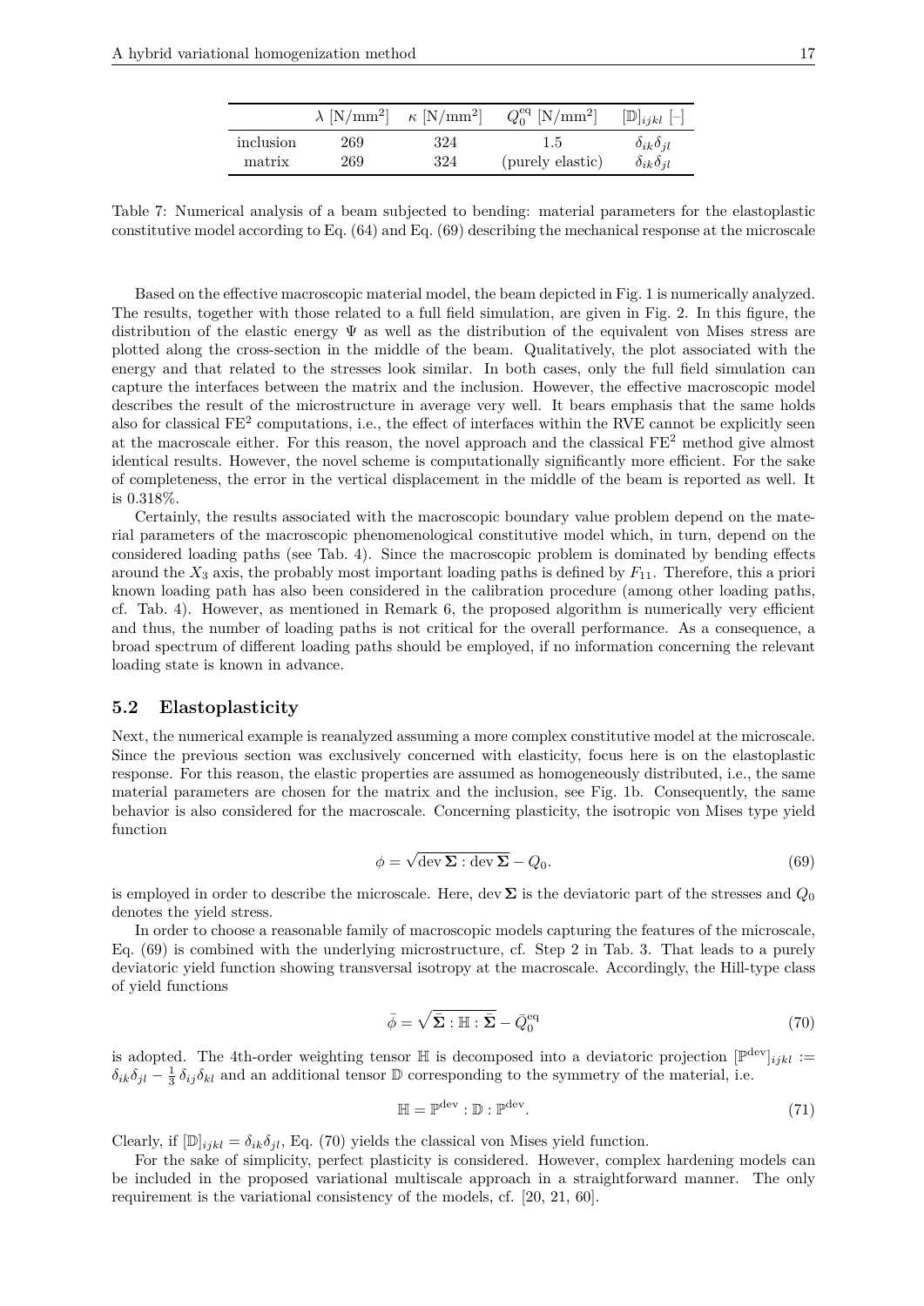|  | $\lambda$ [N/mm$^2$] | $\kappa$ [N/mm$^2$] | $Q_0^{\text{eq}}$ [N/mm$^2$] | $[\mathbb{D}]_{ijkl}$ [–] |
|---|---|---|---|---|
| inclusion | 269 | 324 | 1.5 | $\delta_{ik}\delta_{jl}$ |
| matrix | 269 | 324 | (purely elastic) | $\delta_{ik}\delta_{jl}$ |

Table 7: Numerical analysis of a beam subjected to bending: material parameters for the elastoplastic constitutive model according to Eq. (64) and Eq. (69) describing the mechanical response at the microscale

Based on the effective macroscopic material model, the beam depicted in Fig. 1 is numerically analyzed. The results, together with those related to a full field simulation, are given in Fig. 2. In this figure, the distribution of the elastic energy $\Psi$ as well as the distribution of the equivalent von Mises stress are plotted along the cross-section in the middle of the beam. Qualitatively, the plot associated with the energy and that related to the stresses look similar. In both cases, only the full field simulation can capture the interfaces between the matrix and the inclusion. However, the effective macroscopic model describes the result of the microstructure in average very well. It bears emphasis that the same holds also for classical FE$^2$ computations, i.e., the effect of interfaces within the RVE cannot be explicitly seen at the macroscale either. For this reason, the novel approach and the classical FE$^2$ method give almost identical results. However, the novel scheme is computationally significantly more efficient. For the sake of completeness, the error in the vertical displacement in the middle of the beam is reported as well. It is 0.318%.

Certainly, the results associated with the macroscopic boundary value problem depend on the material parameters of the macroscopic phenomenological constitutive model which, in turn, depend on the considered loading paths (see Tab. 4). Since the macroscopic problem is dominated by bending effects around the $X_3$ axis, the probably most important loading paths is defined by $F_{11}$. Therefore, this a priori known loading path has also been considered in the calibration procedure (among other loading paths, cf. Tab. 4). However, as mentioned in Remark 6, the proposed algorithm is numerically very efficient and thus, the number of loading paths is not critical for the overall performance. As a consequence, a broad spectrum of different loading paths should be employed, if no information concerning the relevant loading state is known in advance.

## 5.2 Elastoplasticity

Next, the numerical example is reanalyzed assuming a more complex constitutive model at the microscale. Since the previous section was exclusively concerned with elasticity, focus here is on the elastoplastic response. For this reason, the elastic properties are assumed as homogeneously distributed, i.e., the same material parameters are chosen for the matrix and the inclusion, see Fig. 1b. Consequently, the same behavior is also considered for the macroscale. Concerning plasticity, the isotropic von Mises type yield function

$$\phi = \sqrt{\operatorname{dev}\boldsymbol{\Sigma} : \operatorname{dev}\boldsymbol{\Sigma}} - Q_0. \tag{69}$$

is employed in order to describe the microscale. Here, $\operatorname{dev}\boldsymbol{\Sigma}$ is the deviatoric part of the stresses and $Q_0$ denotes the yield stress.

In order to choose a reasonable family of macroscopic models capturing the features of the microscale, Eq. (69) is combined with the underlying microstructure, cf. Step 2 in Tab. 3. That leads to a purely deviatoric yield function showing transversal isotropy at the macroscale. Accordingly, the Hill-type class of yield functions

$$\bar{\phi} = \sqrt{\bar{\boldsymbol{\Sigma}} : \mathbb{H} : \bar{\boldsymbol{\Sigma}}} - \bar{Q}_0^{\text{eq}} \tag{70}$$

is adopted. The 4th-order weighting tensor $\mathbb{H}$ is decomposed into a deviatoric projection $[\mathbb{P}^{\text{dev}}]_{ijkl} := \delta_{ik}\delta_{jl} - \frac{1}{3}\,\delta_{ij}\delta_{kl}$ and an additional tensor $\mathbb{D}$ corresponding to the symmetry of the material, i.e.

$$\mathbb{H} = \mathbb{P}^{\text{dev}} : \mathbb{D} : \mathbb{P}^{\text{dev}}. \tag{71}$$

Clearly, if $[\mathbb{D}]_{ijkl} = \delta_{ik}\delta_{jl}$, Eq. (70) yields the classical von Mises yield function.

For the sake of simplicity, perfect plasticity is considered. However, complex hardening models can be included in the proposed variational multiscale approach in a straightforward manner. The only requirement is the variational consistency of the models, cf. [20, 21, 60].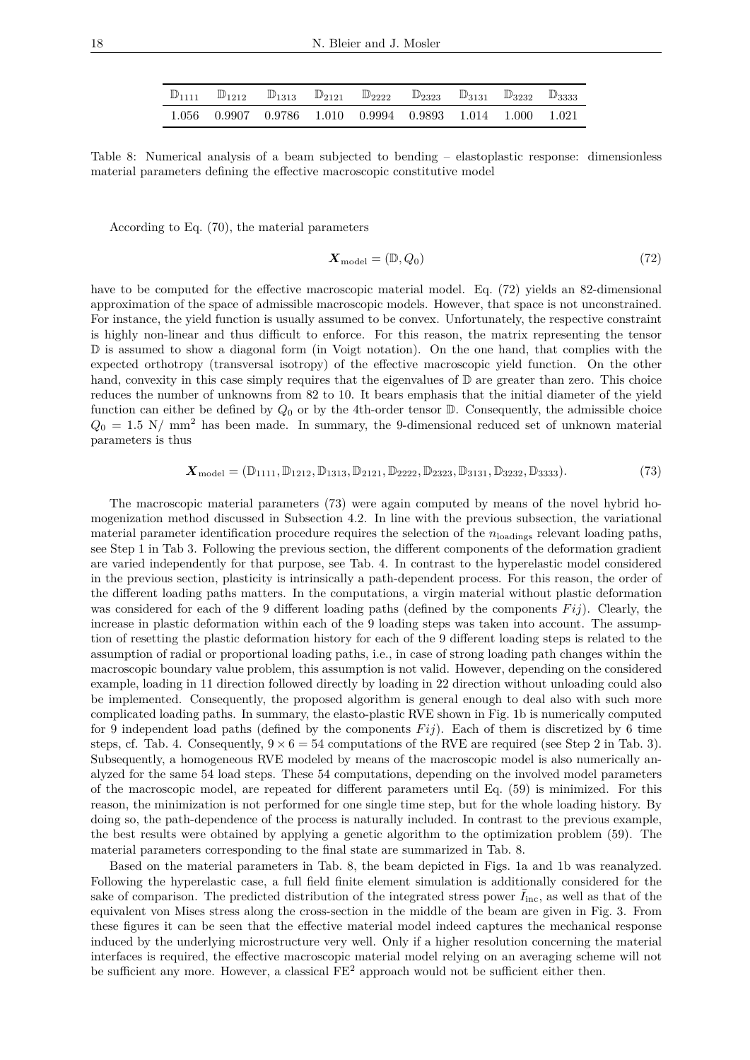| $\mathbb{D}_{1111}$ | $\mathbb{D}_{1212}$ | $\mathbb{D}_{1313}$ | $\mathbb{D}_{2121}$ | $\mathbb{D}_{2222}$ | $\mathbb{D}_{2323}$ | $\mathbb{D}_{3131}$ | $\mathbb{D}_{3232}$ | $\mathbb{D}_{3333}$ |
|---|---|---|---|---|---|---|---|---|
| 1.056 | 0.9907 | 0.9786 | 1.010 | 0.9994 | 0.9893 | 1.014 | 1.000 | 1.021 |

Table 8: Numerical analysis of a beam subjected to bending – elastoplastic response: dimensionless material parameters defining the effective macroscopic constitutive model

According to Eq. (70), the material parameters

$$\boldsymbol{X}_{\text{model}} = (\mathbb{D}, Q_0) \tag{72}$$

have to be computed for the effective macroscopic material model. Eq. (72) yields an 82-dimensional approximation of the space of admissible macroscopic models. However, that space is not unconstrained. For instance, the yield function is usually assumed to be convex. Unfortunately, the respective constraint is highly non-linear and thus difficult to enforce. For this reason, the matrix representing the tensor $\mathbb{D}$ is assumed to show a diagonal form (in Voigt notation). On the one hand, that complies with the expected orthotropy (transversal isotropy) of the effective macroscopic yield function. On the other hand, convexity in this case simply requires that the eigenvalues of $\mathbb{D}$ are greater than zero. This choice reduces the number of unknowns from 82 to 10. It bears emphasis that the initial diameter of the yield function can either be defined by $Q_0$ or by the 4th-order tensor $\mathbb{D}$. Consequently, the admissible choice $Q_0 = 1.5$ N/ mm$^2$ has been made. In summary, the 9-dimensional reduced set of unknown material parameters is thus

$$\boldsymbol{X}_{\text{model}} = (\mathbb{D}_{1111}, \mathbb{D}_{1212}, \mathbb{D}_{1313}, \mathbb{D}_{2121}, \mathbb{D}_{2222}, \mathbb{D}_{2323}, \mathbb{D}_{3131}, \mathbb{D}_{3232}, \mathbb{D}_{3333}). \tag{73}$$

The macroscopic material parameters (73) were again computed by means of the novel hybrid homogenization method discussed in Subsection 4.2. In line with the previous subsection, the variational material parameter identification procedure requires the selection of the $n_{\text{loadings}}$ relevant loading paths, see Step 1 in Tab 3. Following the previous section, the different components of the deformation gradient are varied independently for that purpose, see Tab. 4. In contrast to the hyperelastic model considered in the previous section, plasticity is intrinsically a path-dependent process. For this reason, the order of the different loading paths matters. In the computations, a virgin material without plastic deformation was considered for each of the 9 different loading paths (defined by the components $Fij$). Clearly, the increase in plastic deformation within each of the 9 loading steps was taken into account. The assumption of resetting the plastic deformation history for each of the 9 different loading steps is related to the assumption of radial or proportional loading paths, i.e., in case of strong loading path changes within the macroscopic boundary value problem, this assumption is not valid. However, depending on the considered example, loading in 11 direction followed directly by loading in 22 direction without unloading could also be implemented. Consequently, the proposed algorithm is general enough to deal also with such more complicated loading paths. In summary, the elasto-plastic RVE shown in Fig. 1b is numerically computed for 9 independent load paths (defined by the components $Fij$). Each of them is discretized by 6 time steps, cf. Tab. 4. Consequently, $9 \times 6 = 54$ computations of the RVE are required (see Step 2 in Tab. 3). Subsequently, a homogeneous RVE modeled by means of the macroscopic model is also numerically analyzed for the same 54 load steps. These 54 computations, depending on the involved model parameters of the macroscopic model, are repeated for different parameters until Eq. (59) is minimized. For this reason, the minimization is not performed for one single time step, but for the whole loading history. By doing so, the path-dependence of the process is naturally included. In contrast to the previous example, the best results were obtained by applying a genetic algorithm to the optimization problem (59). The material parameters corresponding to the final state are summarized in Tab. 8.

Based on the material parameters in Tab. 8, the beam depicted in Figs. 1a and 1b was reanalyzed. Following the hyperelastic case, a full field finite element simulation is additionally considered for the sake of comparison. The predicted distribution of the integrated stress power $\bar{I}_{\text{inc}}$, as well as that of the equivalent von Mises stress along the cross-section in the middle of the beam are given in Fig. 3. From these figures it can be seen that the effective material model indeed captures the mechanical response induced by the underlying microstructure very well. Only if a higher resolution concerning the material interfaces is required, the effective macroscopic material model relying on an averaging scheme will not be sufficient any more. However, a classical FE$^2$ approach would not be sufficient either then.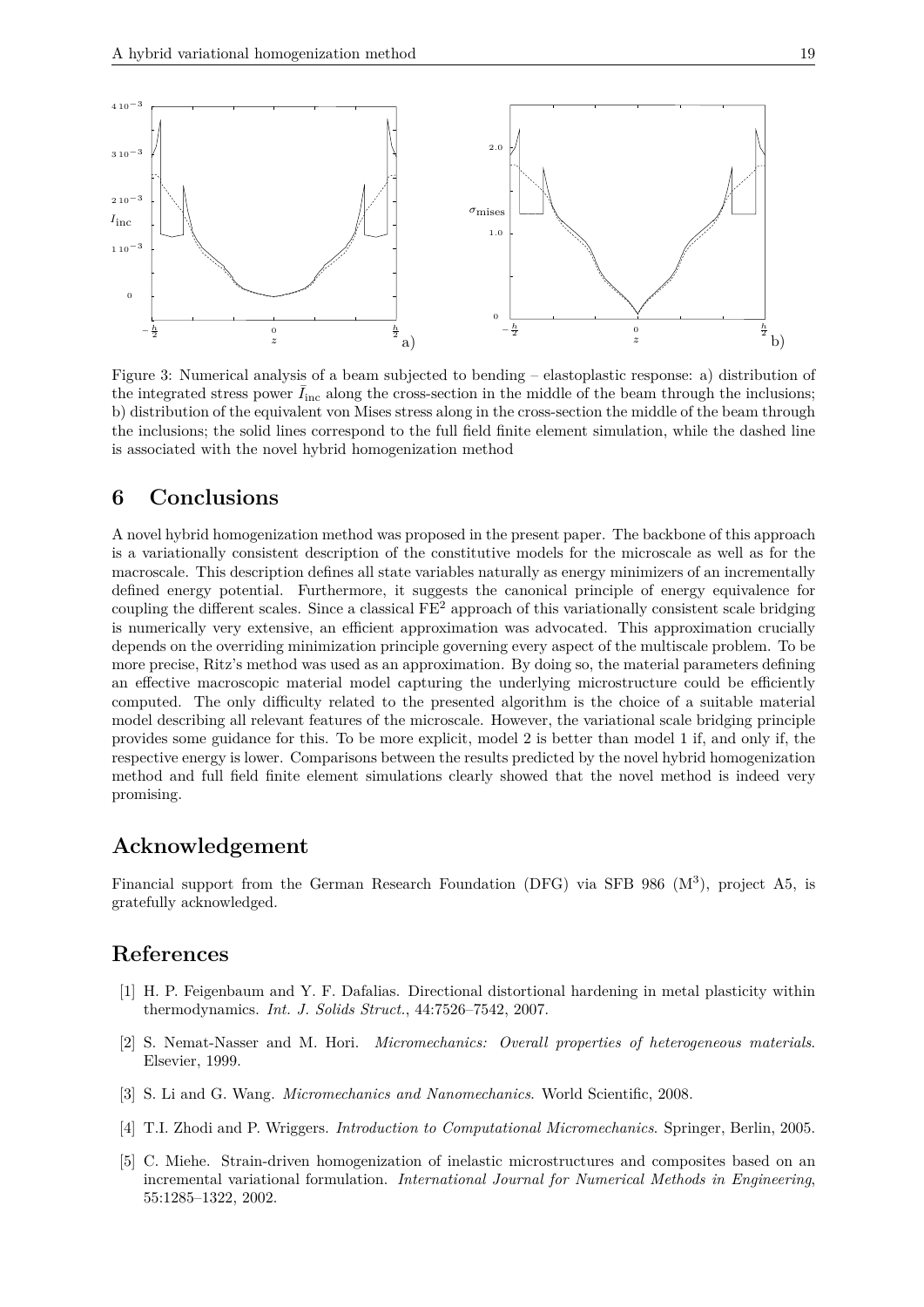Figure 3: Numerical analysis of a beam subjected to bending – elastoplastic response: a) distribution of the integrated stress power $\bar{I}_{\text{inc}}$ along the cross-section in the middle of the beam through the inclusions; b) distribution of the equivalent von Mises stress along in the cross-section the middle of the beam through the inclusions; the solid lines correspond to the full field finite element simulation, while the dashed line is associated with the novel hybrid homogenization method

## 6 Conclusions

A novel hybrid homogenization method was proposed in the present paper. The backbone of this approach is a variationally consistent description of the constitutive models for the microscale as well as for the macroscale. This description defines all state variables naturally as energy minimizers of an incrementally defined energy potential. Furthermore, it suggests the canonical principle of energy equivalence for coupling the different scales. Since a classical $\text{FE}^2$ approach of this variationally consistent scale bridging is numerically very extensive, an efficient approximation was advocated. This approximation crucially depends on the overriding minimization principle governing every aspect of the multiscale problem. To be more precise, Ritz's method was used as an approximation. By doing so, the material parameters defining an effective macroscopic material model capturing the underlying microstructure could be efficiently computed. The only difficulty related to the presented algorithm is the choice of a suitable material model describing all relevant features of the microscale. However, the variational scale bridging principle provides some guidance for this. To be more explicit, model 2 is better than model 1 if, and only if, the respective energy is lower. Comparisons between the results predicted by the novel hybrid homogenization method and full field finite element simulations clearly showed that the novel method is indeed very promising.

## Acknowledgement

Financial support from the German Research Foundation (DFG) via SFB 986 ($\text{M}^3$), project A5, is gratefully acknowledged.

## References

[1] H. P. Feigenbaum and Y. F. Dafalias. Directional distortional hardening in metal plasticity within thermodynamics. *Int. J. Solids Struct.*, 44:7526–7542, 2007.

[2] S. Nemat-Nasser and M. Hori. *Micromechanics: Overall properties of heterogeneous materials*. Elsevier, 1999.

[3] S. Li and G. Wang. *Micromechanics and Nanomechanics*. World Scientific, 2008.

[4] T.I. Zhodi and P. Wriggers. *Introduction to Computational Micromechanics*. Springer, Berlin, 2005.

[5] C. Miehe. Strain-driven homogenization of inelastic microstructures and composites based on an incremental variational formulation. *International Journal for Numerical Methods in Engineering*, 55:1285–1322, 2002.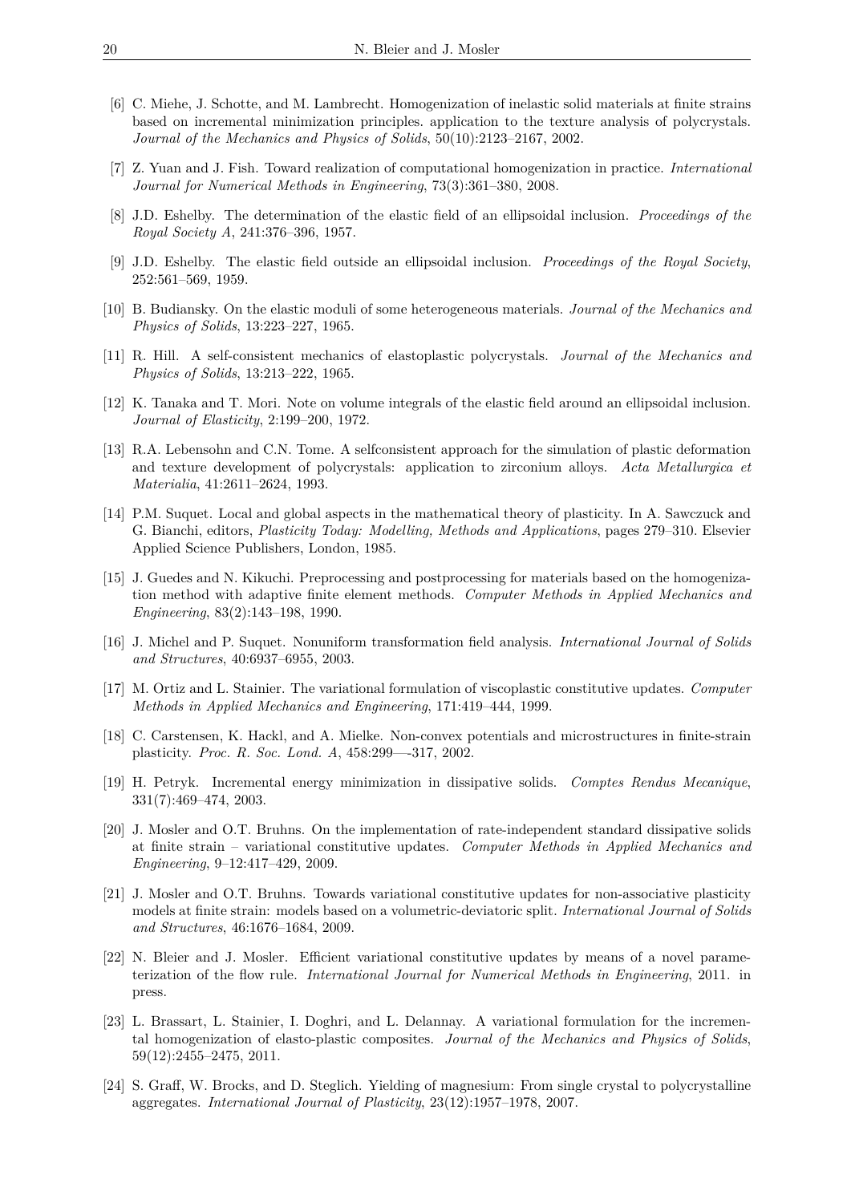[6] C. Miehe, J. Schotte, and M. Lambrecht. Homogenization of inelastic solid materials at finite strains based on incremental minimization principles. application to the texture analysis of polycrystals. *Journal of the Mechanics and Physics of Solids*, 50(10):2123–2167, 2002.

[7] Z. Yuan and J. Fish. Toward realization of computational homogenization in practice. *International Journal for Numerical Methods in Engineering*, 73(3):361–380, 2008.

[8] J.D. Eshelby. The determination of the elastic field of an ellipsoidal inclusion. *Proceedings of the Royal Society A*, 241:376–396, 1957.

[9] J.D. Eshelby. The elastic field outside an ellipsoidal inclusion. *Proceedings of the Royal Society*, 252:561–569, 1959.

[10] B. Budiansky. On the elastic moduli of some heterogeneous materials. *Journal of the Mechanics and Physics of Solids*, 13:223–227, 1965.

[11] R. Hill. A self-consistent mechanics of elastoplastic polycrystals. *Journal of the Mechanics and Physics of Solids*, 13:213–222, 1965.

[12] K. Tanaka and T. Mori. Note on volume integrals of the elastic field around an ellipsoidal inclusion. *Journal of Elasticity*, 2:199–200, 1972.

[13] R.A. Lebensohn and C.N. Tome. A selfconsistent approach for the simulation of plastic deformation and texture development of polycrystals: application to zirconium alloys. *Acta Metallurgica et Materialia*, 41:2611–2624, 1993.

[14] P.M. Suquet. Local and global aspects in the mathematical theory of plasticity. In A. Sawczuck and G. Bianchi, editors, *Plasticity Today: Modelling, Methods and Applications*, pages 279–310. Elsevier Applied Science Publishers, London, 1985.

[15] J. Guedes and N. Kikuchi. Preprocessing and postprocessing for materials based on the homogenization method with adaptive finite element methods. *Computer Methods in Applied Mechanics and Engineering*, 83(2):143–198, 1990.

[16] J. Michel and P. Suquet. Nonuniform transformation field analysis. *International Journal of Solids and Structures*, 40:6937–6955, 2003.

[17] M. Ortiz and L. Stainier. The variational formulation of viscoplastic constitutive updates. *Computer Methods in Applied Mechanics and Engineering*, 171:419–444, 1999.

[18] C. Carstensen, K. Hackl, and A. Mielke. Non-convex potentials and microstructures in finite-strain plasticity. *Proc. R. Soc. Lond. A*, 458:299—-317, 2002.

[19] H. Petryk. Incremental energy minimization in dissipative solids. *Comptes Rendus Mecanique*, 331(7):469–474, 2003.

[20] J. Mosler and O.T. Bruhns. On the implementation of rate-independent standard dissipative solids at finite strain – variational constitutive updates. *Computer Methods in Applied Mechanics and Engineering*, 9–12:417–429, 2009.

[21] J. Mosler and O.T. Bruhns. Towards variational constitutive updates for non-associative plasticity models at finite strain: models based on a volumetric-deviatoric split. *International Journal of Solids and Structures*, 46:1676–1684, 2009.

[22] N. Bleier and J. Mosler. Efficient variational constitutive updates by means of a novel parameterization of the flow rule. *International Journal for Numerical Methods in Engineering*, 2011. in press.

[23] L. Brassart, L. Stainier, I. Doghri, and L. Delannay. A variational formulation for the incremental homogenization of elasto-plastic composites. *Journal of the Mechanics and Physics of Solids*, 59(12):2455–2475, 2011.

[24] S. Graff, W. Brocks, and D. Steglich. Yielding of magnesium: From single crystal to polycrystalline aggregates. *International Journal of Plasticity*, 23(12):1957–1978, 2007.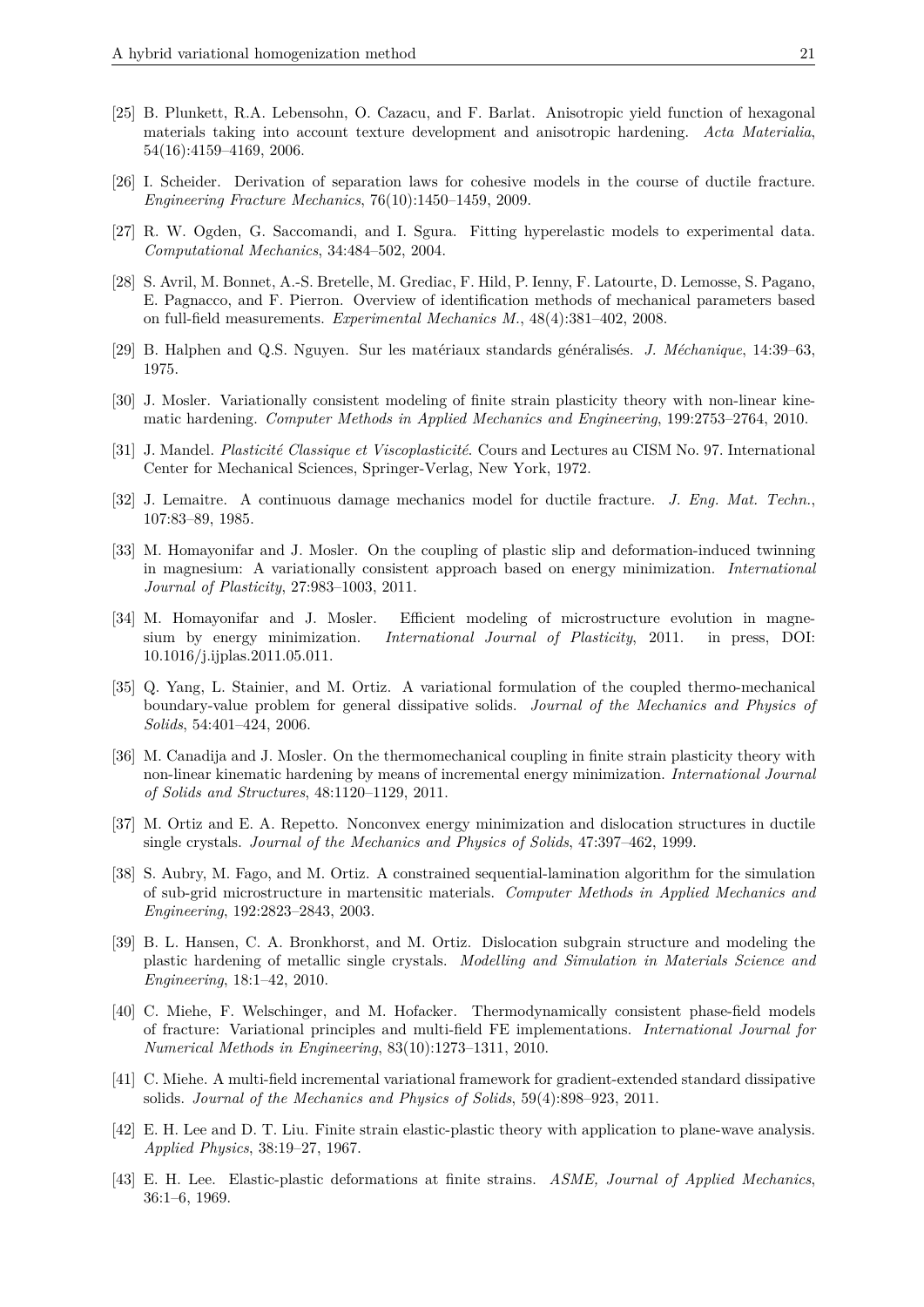[25] B. Plunkett, R.A. Lebensohn, O. Cazacu, and F. Barlat. Anisotropic yield function of hexagonal materials taking into account texture development and anisotropic hardening. *Acta Materialia*, 54(16):4159–4169, 2006.

[26] I. Scheider. Derivation of separation laws for cohesive models in the course of ductile fracture. *Engineering Fracture Mechanics*, 76(10):1450–1459, 2009.

[27] R. W. Ogden, G. Saccomandi, and I. Sgura. Fitting hyperelastic models to experimental data. *Computational Mechanics*, 34:484–502, 2004.

[28] S. Avril, M. Bonnet, A.-S. Bretelle, M. Grediac, F. Hild, P. Ienny, F. Latourte, D. Lemosse, S. Pagano, E. Pagnacco, and F. Pierron. Overview of identification methods of mechanical parameters based on full-field measurements. *Experimental Mechanics M.*, 48(4):381–402, 2008.

[29] B. Halphen and Q.S. Nguyen. Sur les matériaux standards généralisés. *J. Méchanique*, 14:39–63, 1975.

[30] J. Mosler. Variationally consistent modeling of finite strain plasticity theory with non-linear kinematic hardening. *Computer Methods in Applied Mechanics and Engineering*, 199:2753–2764, 2010.

[31] J. Mandel. *Plasticité Classique et Viscoplasticité*. Cours and Lectures au CISM No. 97. International Center for Mechanical Sciences, Springer-Verlag, New York, 1972.

[32] J. Lemaitre. A continuous damage mechanics model for ductile fracture. *J. Eng. Mat. Techn.*, 107:83–89, 1985.

[33] M. Homayonifar and J. Mosler. On the coupling of plastic slip and deformation-induced twinning in magnesium: A variationally consistent approach based on energy minimization. *International Journal of Plasticity*, 27:983–1003, 2011.

[34] M. Homayonifar and J. Mosler. Efficient modeling of microstructure evolution in magnesium by energy minimization. *International Journal of Plasticity*, 2011. in press, DOI: 10.1016/j.ijplas.2011.05.011.

[35] Q. Yang, L. Stainier, and M. Ortiz. A variational formulation of the coupled thermo-mechanical boundary-value problem for general dissipative solids. *Journal of the Mechanics and Physics of Solids*, 54:401–424, 2006.

[36] M. Canadija and J. Mosler. On the thermomechanical coupling in finite strain plasticity theory with non-linear kinematic hardening by means of incremental energy minimization. *International Journal of Solids and Structures*, 48:1120–1129, 2011.

[37] M. Ortiz and E. A. Repetto. Nonconvex energy minimization and dislocation structures in ductile single crystals. *Journal of the Mechanics and Physics of Solids*, 47:397–462, 1999.

[38] S. Aubry, M. Fago, and M. Ortiz. A constrained sequential-lamination algorithm for the simulation of sub-grid microstructure in martensitic materials. *Computer Methods in Applied Mechanics and Engineering*, 192:2823–2843, 2003.

[39] B. L. Hansen, C. A. Bronkhorst, and M. Ortiz. Dislocation subgrain structure and modeling the plastic hardening of metallic single crystals. *Modelling and Simulation in Materials Science and Engineering*, 18:1–42, 2010.

[40] C. Miehe, F. Welschinger, and M. Hofacker. Thermodynamically consistent phase-field models of fracture: Variational principles and multi-field FE implementations. *International Journal for Numerical Methods in Engineering*, 83(10):1273–1311, 2010.

[41] C. Miehe. A multi-field incremental variational framework for gradient-extended standard dissipative solids. *Journal of the Mechanics and Physics of Solids*, 59(4):898–923, 2011.

[42] E. H. Lee and D. T. Liu. Finite strain elastic-plastic theory with application to plane-wave analysis. *Applied Physics*, 38:19–27, 1967.

[43] E. H. Lee. Elastic-plastic deformations at finite strains. *ASME, Journal of Applied Mechanics*, 36:1–6, 1969.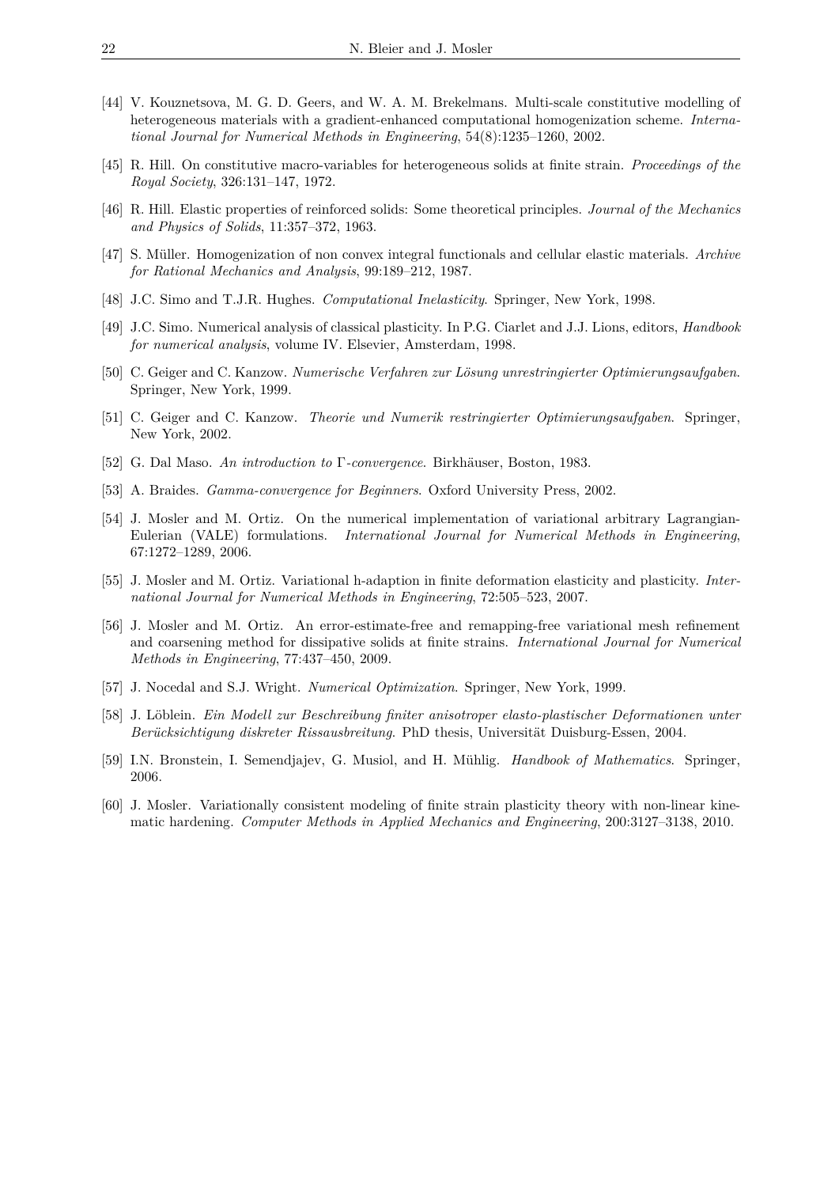[44] V. Kouznetsova, M. G. D. Geers, and W. A. M. Brekelmans. Multi-scale constitutive modelling of heterogeneous materials with a gradient-enhanced computational homogenization scheme. *International Journal for Numerical Methods in Engineering*, 54(8):1235–1260, 2002.

[45] R. Hill. On constitutive macro-variables for heterogeneous solids at finite strain. *Proceedings of the Royal Society*, 326:131–147, 1972.

[46] R. Hill. Elastic properties of reinforced solids: Some theoretical principles. *Journal of the Mechanics and Physics of Solids*, 11:357–372, 1963.

[47] S. Müller. Homogenization of non convex integral functionals and cellular elastic materials. *Archive for Rational Mechanics and Analysis*, 99:189–212, 1987.

[48] J.C. Simo and T.J.R. Hughes. *Computational Inelasticity*. Springer, New York, 1998.

[49] J.C. Simo. Numerical analysis of classical plasticity. In P.G. Ciarlet and J.J. Lions, editors, *Handbook for numerical analysis*, volume IV. Elsevier, Amsterdam, 1998.

[50] C. Geiger and C. Kanzow. *Numerische Verfahren zur Lösung unrestringierter Optimierungsaufgaben*. Springer, New York, 1999.

[51] C. Geiger and C. Kanzow. *Theorie und Numerik restringierter Optimierungsaufgaben*. Springer, New York, 2002.

[52] G. Dal Maso. *An introduction to* $\Gamma$*-convergence*. Birkhäuser, Boston, 1983.

[53] A. Braides. *Gamma-convergence for Beginners*. Oxford University Press, 2002.

[54] J. Mosler and M. Ortiz. On the numerical implementation of variational arbitrary Lagrangian-Eulerian (VALE) formulations. *International Journal for Numerical Methods in Engineering*, 67:1272–1289, 2006.

[55] J. Mosler and M. Ortiz. Variational h-adaption in finite deformation elasticity and plasticity. *International Journal for Numerical Methods in Engineering*, 72:505–523, 2007.

[56] J. Mosler and M. Ortiz. An error-estimate-free and remapping-free variational mesh refinement and coarsening method for dissipative solids at finite strains. *International Journal for Numerical Methods in Engineering*, 77:437–450, 2009.

[57] J. Nocedal and S.J. Wright. *Numerical Optimization*. Springer, New York, 1999.

[58] J. Löblein. *Ein Modell zur Beschreibung finiter anisotroper elasto-plastischer Deformationen unter Berücksichtigung diskreter Rissausbreitung*. PhD thesis, Universität Duisburg-Essen, 2004.

[59] I.N. Bronstein, I. Semendjajev, G. Musiol, and H. Mühlig. *Handbook of Mathematics*. Springer, 2006.

[60] J. Mosler. Variationally consistent modeling of finite strain plasticity theory with non-linear kinematic hardening. *Computer Methods in Applied Mechanics and Engineering*, 200:3127–3138, 2010.